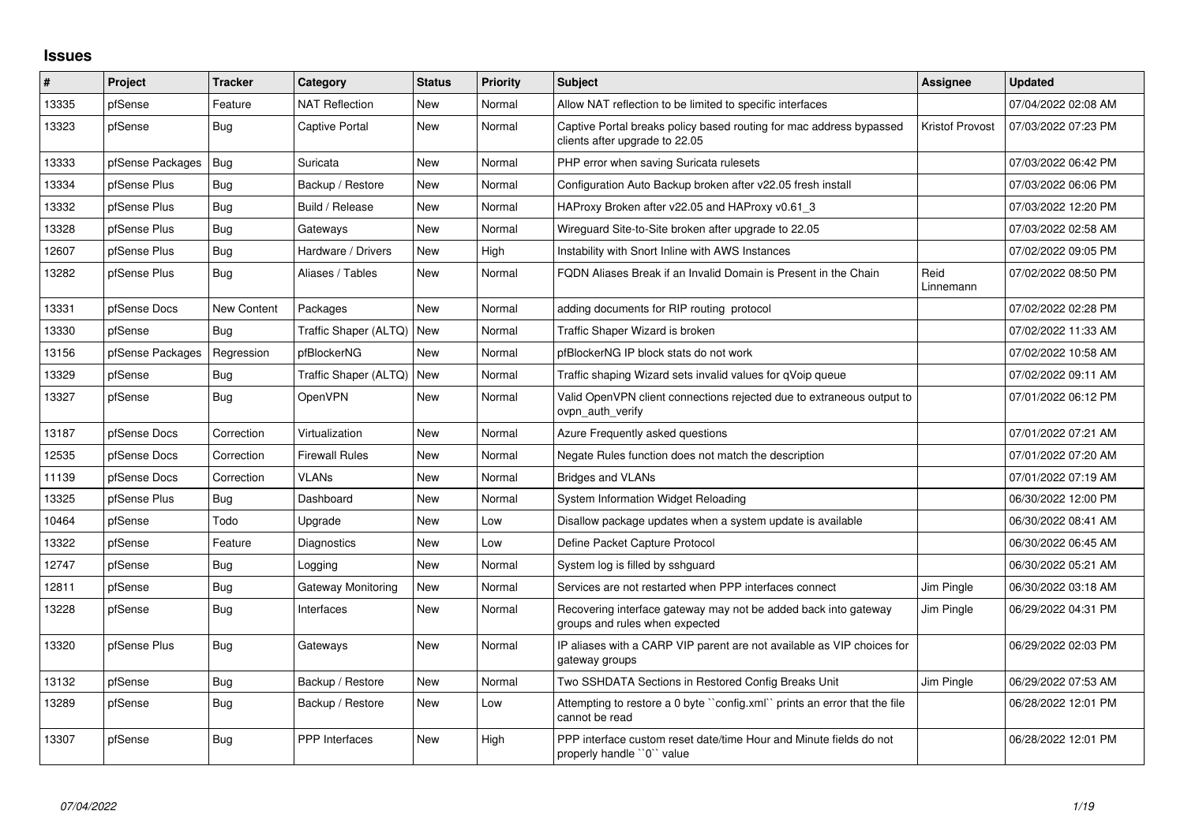## Issues

| # | Project | Tracker | Category | Status | Priority | Subject | Assignee | Updated |
|---|---|---|---|---|---|---|---|---|
| 13335 | pfSense | Feature | NAT Reflection | New | Normal | Allow NAT reflection to be limited to specific interfaces | | 07/04/2022 02:08 AM |
| 13323 | pfSense | Bug | Captive Portal | New | Normal | Captive Portal breaks policy based routing for mac address bypassed clients after upgrade to 22.05 | Kristof Provost | 07/03/2022 07:23 PM |
| 13333 | pfSense Packages | Bug | Suricata | New | Normal | PHP error when saving Suricata rulesets | | 07/03/2022 06:42 PM |
| 13334 | pfSense Plus | Bug | Backup / Restore | New | Normal | Configuration Auto Backup broken after v22.05 fresh install | | 07/03/2022 06:06 PM |
| 13332 | pfSense Plus | Bug | Build / Release | New | Normal | HAProxy Broken after v22.05 and HAProxy v0.61_3 | | 07/03/2022 12:20 PM |
| 13328 | pfSense Plus | Bug | Gateways | New | Normal | Wireguard Site-to-Site broken after upgrade to 22.05 | | 07/03/2022 02:58 AM |
| 12607 | pfSense Plus | Bug | Hardware / Drivers | New | High | Instability with Snort Inline with AWS Instances | | 07/02/2022 09:05 PM |
| 13282 | pfSense Plus | Bug | Aliases / Tables | New | Normal | FQDN Aliases Break if an Invalid Domain is Present in the Chain | Reid Linnemann | 07/02/2022 08:50 PM |
| 13331 | pfSense Docs | New Content | Packages | New | Normal | adding documents for RIP routing protocol | | 07/02/2022 02:28 PM |
| 13330 | pfSense | Bug | Traffic Shaper (ALTQ) | New | Normal | Traffic Shaper Wizard is broken | | 07/02/2022 11:33 AM |
| 13156 | pfSense Packages | Regression | pfBlockerNG | New | Normal | pfBlockerNG IP block stats do not work | | 07/02/2022 10:58 AM |
| 13329 | pfSense | Bug | Traffic Shaper (ALTQ) | New | Normal | Traffic shaping Wizard sets invalid values for qVoip queue | | 07/02/2022 09:11 AM |
| 13327 | pfSense | Bug | OpenVPN | New | Normal | Valid OpenVPN client connections rejected due to extraneous output to ovpn_auth_verify | | 07/01/2022 06:12 PM |
| 13187 | pfSense Docs | Correction | Virtualization | New | Normal | Azure Frequently asked questions | | 07/01/2022 07:21 AM |
| 12535 | pfSense Docs | Correction | Firewall Rules | New | Normal | Negate Rules function does not match the description | | 07/01/2022 07:20 AM |
| 11139 | pfSense Docs | Correction | VLANs | New | Normal | Bridges and VLANs | | 07/01/2022 07:19 AM |
| 13325 | pfSense Plus | Bug | Dashboard | New | Normal | System Information Widget Reloading | | 06/30/2022 12:00 PM |
| 10464 | pfSense | Todo | Upgrade | New | Low | Disallow package updates when a system update is available | | 06/30/2022 08:41 AM |
| 13322 | pfSense | Feature | Diagnostics | New | Low | Define Packet Capture Protocol | | 06/30/2022 06:45 AM |
| 12747 | pfSense | Bug | Logging | New | Normal | System log is filled by sshguard | | 06/30/2022 05:21 AM |
| 12811 | pfSense | Bug | Gateway Monitoring | New | Normal | Services are not restarted when PPP interfaces connect | Jim Pingle | 06/30/2022 03:18 AM |
| 13228 | pfSense | Bug | Interfaces | New | Normal | Recovering interface gateway may not be added back into gateway groups and rules when expected | Jim Pingle | 06/29/2022 04:31 PM |
| 13320 | pfSense Plus | Bug | Gateways | New | Normal | IP aliases with a CARP VIP parent are not available as VIP choices for gateway groups | | 06/29/2022 02:03 PM |
| 13132 | pfSense | Bug | Backup / Restore | New | Normal | Two SSHDATA Sections in Restored Config Breaks Unit | Jim Pingle | 06/29/2022 07:53 AM |
| 13289 | pfSense | Bug | Backup / Restore | New | Low | Attempting to restore a 0 byte ``config.xml`` prints an error that the file cannot be read | | 06/28/2022 12:01 PM |
| 13307 | pfSense | Bug | PPP Interfaces | New | High | PPP interface custom reset date/time Hour and Minute fields do not properly handle ``0`` value | | 06/28/2022 12:01 PM |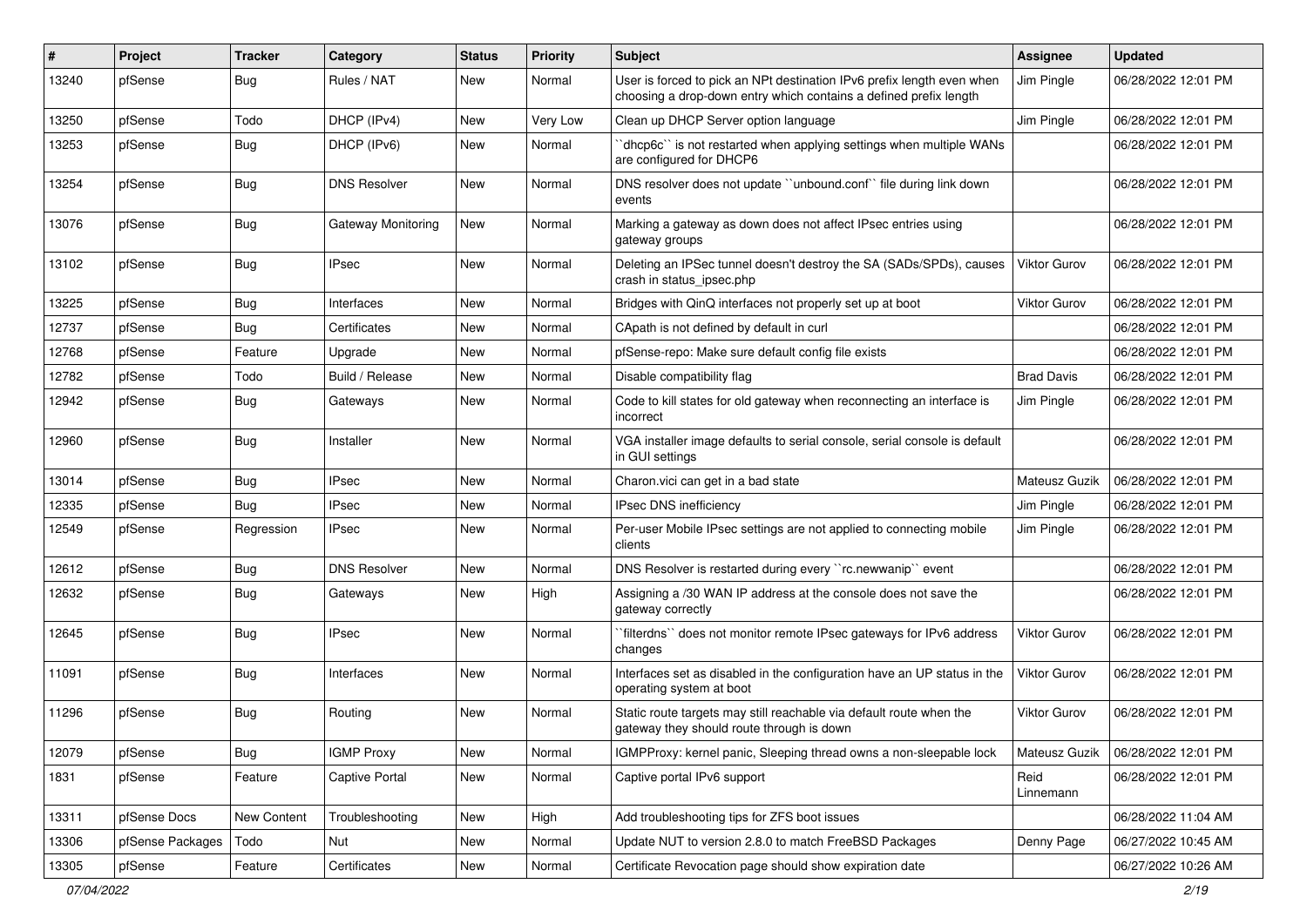| # | Project | Tracker | Category | Status | Priority | Subject | Assignee | Updated |
|---|---|---|---|---|---|---|---|---|
| 13240 | pfSense | Bug | Rules / NAT | New | Normal | User is forced to pick an NPt destination IPv6 prefix length even when choosing a drop-down entry which contains a defined prefix length | Jim Pingle | 06/28/2022 12:01 PM |
| 13250 | pfSense | Todo | DHCP (IPv4) | New | Very Low | Clean up DHCP Server option language | Jim Pingle | 06/28/2022 12:01 PM |
| 13253 | pfSense | Bug | DHCP (IPv6) | New | Normal | ``dhcp6c`` is not restarted when applying settings when multiple WANs are configured for DHCP6 | | 06/28/2022 12:01 PM |
| 13254 | pfSense | Bug | DNS Resolver | New | Normal | DNS resolver does not update ``unbound.conf`` file during link down events | | 06/28/2022 12:01 PM |
| 13076 | pfSense | Bug | Gateway Monitoring | New | Normal | Marking a gateway as down does not affect IPsec entries using gateway groups | | 06/28/2022 12:01 PM |
| 13102 | pfSense | Bug | IPsec | New | Normal | Deleting an IPSec tunnel doesn't destroy the SA (SADs/SPDs), causes crash in status_ipsec.php | Viktor Gurov | 06/28/2022 12:01 PM |
| 13225 | pfSense | Bug | Interfaces | New | Normal | Bridges with QinQ interfaces not properly set up at boot | Viktor Gurov | 06/28/2022 12:01 PM |
| 12737 | pfSense | Bug | Certificates | New | Normal | CApath is not defined by default in curl | | 06/28/2022 12:01 PM |
| 12768 | pfSense | Feature | Upgrade | New | Normal | pfSense-repo: Make sure default config file exists | | 06/28/2022 12:01 PM |
| 12782 | pfSense | Todo | Build / Release | New | Normal | Disable compatibility flag | Brad Davis | 06/28/2022 12:01 PM |
| 12942 | pfSense | Bug | Gateways | New | Normal | Code to kill states for old gateway when reconnecting an interface is incorrect | Jim Pingle | 06/28/2022 12:01 PM |
| 12960 | pfSense | Bug | Installer | New | Normal | VGA installer image defaults to serial console, serial console is default in GUI settings | | 06/28/2022 12:01 PM |
| 13014 | pfSense | Bug | IPsec | New | Normal | Charon.vici can get in a bad state | Mateusz Guzik | 06/28/2022 12:01 PM |
| 12335 | pfSense | Bug | IPsec | New | Normal | IPsec DNS inefficiency | Jim Pingle | 06/28/2022 12:01 PM |
| 12549 | pfSense | Regression | IPsec | New | Normal | Per-user Mobile IPsec settings are not applied to connecting mobile clients | Jim Pingle | 06/28/2022 12:01 PM |
| 12612 | pfSense | Bug | DNS Resolver | New | Normal | DNS Resolver is restarted during every ``rc.newwanip`` event | | 06/28/2022 12:01 PM |
| 12632 | pfSense | Bug | Gateways | New | High | Assigning a /30 WAN IP address at the console does not save the gateway correctly | | 06/28/2022 12:01 PM |
| 12645 | pfSense | Bug | IPsec | New | Normal | ``filterdns`` does not monitor remote IPsec gateways for IPv6 address changes | Viktor Gurov | 06/28/2022 12:01 PM |
| 11091 | pfSense | Bug | Interfaces | New | Normal | Interfaces set as disabled in the configuration have an UP status in the operating system at boot | Viktor Gurov | 06/28/2022 12:01 PM |
| 11296 | pfSense | Bug | Routing | New | Normal | Static route targets may still reachable via default route when the gateway they should route through is down | Viktor Gurov | 06/28/2022 12:01 PM |
| 12079 | pfSense | Bug | IGMP Proxy | New | Normal | IGMPProxy: kernel panic, Sleeping thread owns a non-sleepable lock | Mateusz Guzik | 06/28/2022 12:01 PM |
| 1831 | pfSense | Feature | Captive Portal | New | Normal | Captive portal IPv6 support | Reid Linnemann | 06/28/2022 12:01 PM |
| 13311 | pfSense Docs | New Content | Troubleshooting | New | High | Add troubleshooting tips for ZFS boot issues | | 06/28/2022 11:04 AM |
| 13306 | pfSense Packages | Todo | Nut | New | Normal | Update NUT to version 2.8.0 to match FreeBSD Packages | Denny Page | 06/27/2022 10:45 AM |
| 13305 | pfSense | Feature | Certificates | New | Normal | Certificate Revocation page should show expiration date | | 06/27/2022 10:26 AM |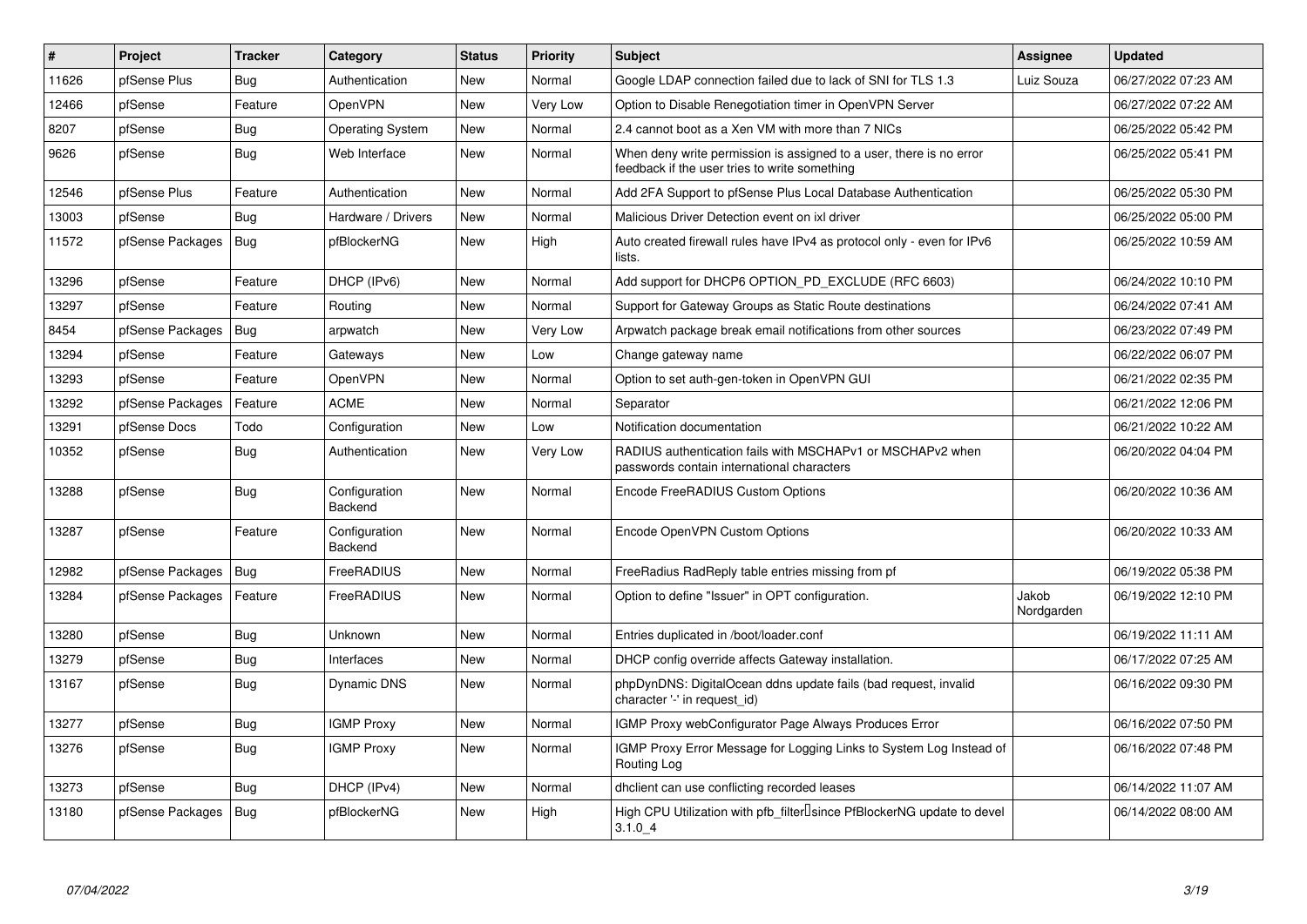| # | Project | Tracker | Category | Status | Priority | Subject | Assignee | Updated |
|---|---|---|---|---|---|---|---|---|
| 11626 | pfSense Plus | Bug | Authentication | New | Normal | Google LDAP connection failed due to lack of SNI for TLS 1.3 | Luiz Souza | 06/27/2022 07:23 AM |
| 12466 | pfSense | Feature | OpenVPN | New | Very Low | Option to Disable Renegotiation timer in OpenVPN Server | | 06/27/2022 07:22 AM |
| 8207 | pfSense | Bug | Operating System | New | Normal | 2.4 cannot boot as a Xen VM with more than 7 NICs | | 06/25/2022 05:42 PM |
| 9626 | pfSense | Bug | Web Interface | New | Normal | When deny write permission is assigned to a user, there is no error feedback if the user tries to write something | | 06/25/2022 05:41 PM |
| 12546 | pfSense Plus | Feature | Authentication | New | Normal | Add 2FA Support to pfSense Plus Local Database Authentication | | 06/25/2022 05:30 PM |
| 13003 | pfSense | Bug | Hardware / Drivers | New | Normal | Malicious Driver Detection event on ixl driver | | 06/25/2022 05:00 PM |
| 11572 | pfSense Packages | Bug | pfBlockerNG | New | High | Auto created firewall rules have IPv4 as protocol only - even for IPv6 lists. | | 06/25/2022 10:59 AM |
| 13296 | pfSense | Feature | DHCP (IPv6) | New | Normal | Add support for DHCP6 OPTION_PD_EXCLUDE (RFC 6603) | | 06/24/2022 10:10 PM |
| 13297 | pfSense | Feature | Routing | New | Normal | Support for Gateway Groups as Static Route destinations | | 06/24/2022 07:41 AM |
| 8454 | pfSense Packages | Bug | arpwatch | New | Very Low | Arpwatch package break email notifications from other sources | | 06/23/2022 07:49 PM |
| 13294 | pfSense | Feature | Gateways | New | Low | Change gateway name | | 06/22/2022 06:07 PM |
| 13293 | pfSense | Feature | OpenVPN | New | Normal | Option to set auth-gen-token in OpenVPN GUI | | 06/21/2022 02:35 PM |
| 13292 | pfSense Packages | Feature | ACME | New | Normal | Separator | | 06/21/2022 12:06 PM |
| 13291 | pfSense Docs | Todo | Configuration | New | Low | Notification documentation | | 06/21/2022 10:22 AM |
| 10352 | pfSense | Bug | Authentication | New | Very Low | RADIUS authentication fails with MSCHAPv1 or MSCHAPv2 when passwords contain international characters | | 06/20/2022 04:04 PM |
| 13288 | pfSense | Bug | Configuration Backend | New | Normal | Encode FreeRADIUS Custom Options | | 06/20/2022 10:36 AM |
| 13287 | pfSense | Feature | Configuration Backend | New | Normal | Encode OpenVPN Custom Options | | 06/20/2022 10:33 AM |
| 12982 | pfSense Packages | Bug | FreeRADIUS | New | Normal | FreeRadius RadReply table entries missing from pf | | 06/19/2022 05:38 PM |
| 13284 | pfSense Packages | Feature | FreeRADIUS | New | Normal | Option to define "Issuer" in OPT configuration. | Jakob Nordgarden | 06/19/2022 12:10 PM |
| 13280 | pfSense | Bug | Unknown | New | Normal | Entries duplicated in /boot/loader.conf | | 06/19/2022 11:11 AM |
| 13279 | pfSense | Bug | Interfaces | New | Normal | DHCP config override affects Gateway installation. | | 06/17/2022 07:25 AM |
| 13167 | pfSense | Bug | Dynamic DNS | New | Normal | phpDynDNS: DigitalOcean ddns update fails (bad request, invalid character '-' in request_id) | | 06/16/2022 09:30 PM |
| 13277 | pfSense | Bug | IGMP Proxy | New | Normal | IGMP Proxy webConfigurator Page Always Produces Error | | 06/16/2022 07:50 PM |
| 13276 | pfSense | Bug | IGMP Proxy | New | Normal | IGMP Proxy Error Message for Logging Links to System Log Instead of Routing Log | | 06/16/2022 07:48 PM |
| 13273 | pfSense | Bug | DHCP (IPv4) | New | Normal | dhclient can use conflicting recorded leases | | 06/14/2022 11:07 AM |
| 13180 | pfSense Packages | Bug | pfBlockerNG | New | High | High CPU Utilization with pfb_filter since PfBlockerNG update to devel 3.1.0_4 | | 06/14/2022 08:00 AM |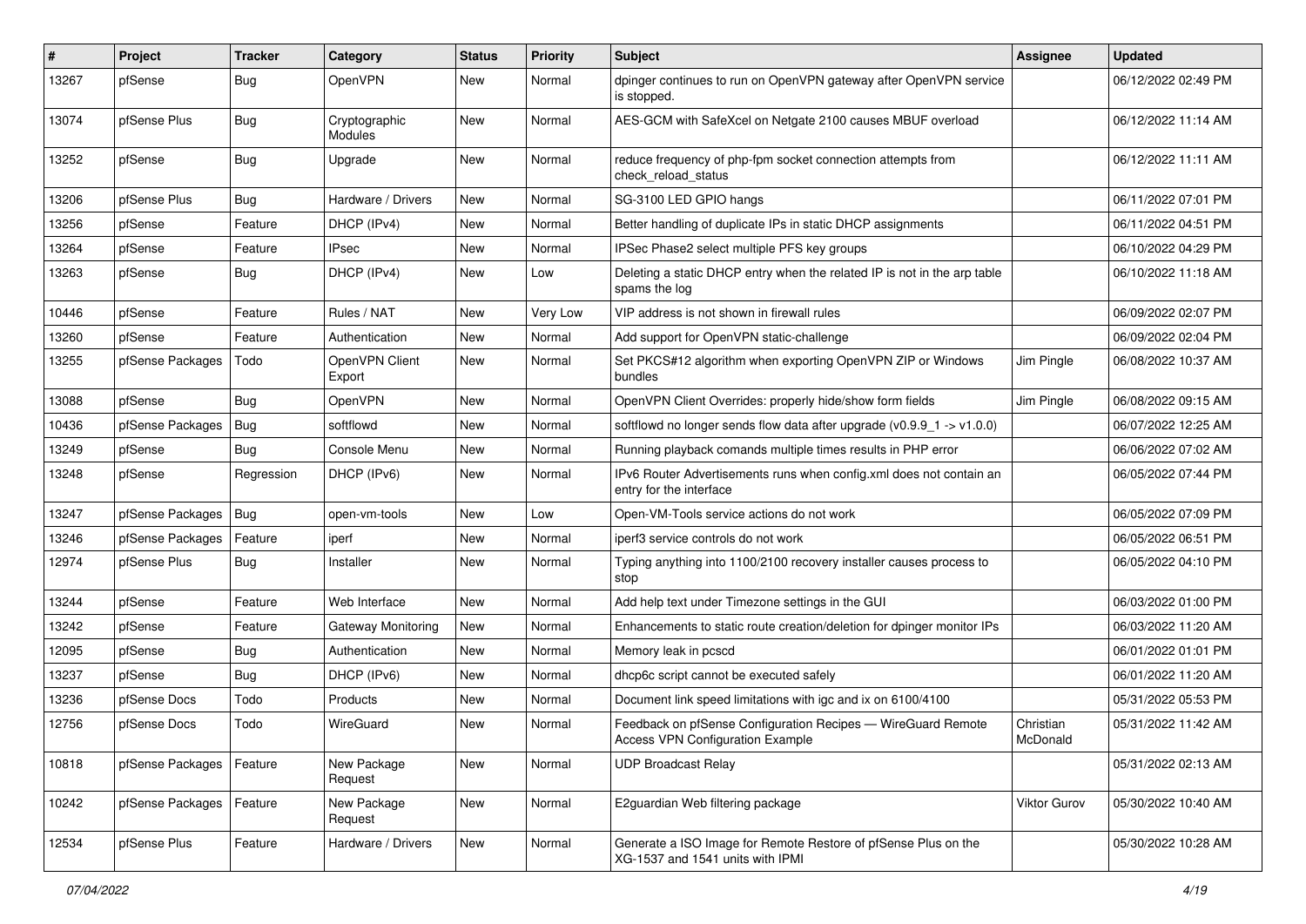| # | Project | Tracker | Category | Status | Priority | Subject | Assignee | Updated |
|---|---|---|---|---|---|---|---|---|
| 13267 | pfSense | Bug | OpenVPN | New | Normal | dpinger continues to run on OpenVPN gateway after OpenVPN service is stopped. | | 06/12/2022 02:49 PM |
| 13074 | pfSense Plus | Bug | Cryptographic Modules | New | Normal | AES-GCM with SafeXcel on Netgate 2100 causes MBUF overload | | 06/12/2022 11:14 AM |
| 13252 | pfSense | Bug | Upgrade | New | Normal | reduce frequency of php-fpm socket connection attempts from check_reload_status | | 06/12/2022 11:11 AM |
| 13206 | pfSense Plus | Bug | Hardware / Drivers | New | Normal | SG-3100 LED GPIO hangs | | 06/11/2022 07:01 PM |
| 13256 | pfSense | Feature | DHCP (IPv4) | New | Normal | Better handling of duplicate IPs in static DHCP assignments | | 06/11/2022 04:51 PM |
| 13264 | pfSense | Feature | IPsec | New | Normal | IPSec Phase2 select multiple PFS key groups | | 06/10/2022 04:29 PM |
| 13263 | pfSense | Bug | DHCP (IPv4) | New | Low | Deleting a static DHCP entry when the related IP is not in the arp table spams the log | | 06/10/2022 11:18 AM |
| 10446 | pfSense | Feature | Rules / NAT | New | Very Low | VIP address is not shown in firewall rules | | 06/09/2022 02:07 PM |
| 13260 | pfSense | Feature | Authentication | New | Normal | Add support for OpenVPN static-challenge | | 06/09/2022 02:04 PM |
| 13255 | pfSense Packages | Todo | OpenVPN Client Export | New | Normal | Set PKCS#12 algorithm when exporting OpenVPN ZIP or Windows bundles | Jim Pingle | 06/08/2022 10:37 AM |
| 13088 | pfSense | Bug | OpenVPN | New | Normal | OpenVPN Client Overrides: properly hide/show form fields | Jim Pingle | 06/08/2022 09:15 AM |
| 10436 | pfSense Packages | Bug | softflowd | New | Normal | softflowd no longer sends flow data after upgrade (v0.9.9_1 -> v1.0.0) | | 06/07/2022 12:25 AM |
| 13249 | pfSense | Bug | Console Menu | New | Normal | Running playback comands multiple times results in PHP error | | 06/06/2022 07:02 AM |
| 13248 | pfSense | Regression | DHCP (IPv6) | New | Normal | IPv6 Router Advertisements runs when config.xml does not contain an entry for the interface | | 06/05/2022 07:44 PM |
| 13247 | pfSense Packages | Bug | open-vm-tools | New | Low | Open-VM-Tools service actions do not work | | 06/05/2022 07:09 PM |
| 13246 | pfSense Packages | Feature | iperf | New | Normal | iperf3 service controls do not work | | 06/05/2022 06:51 PM |
| 12974 | pfSense Plus | Bug | Installer | New | Normal | Typing anything into 1100/2100 recovery installer causes process to stop | | 06/05/2022 04:10 PM |
| 13244 | pfSense | Feature | Web Interface | New | Normal | Add help text under Timezone settings in the GUI | | 06/03/2022 01:00 PM |
| 13242 | pfSense | Feature | Gateway Monitoring | New | Normal | Enhancements to static route creation/deletion for dpinger monitor IPs | | 06/03/2022 11:20 AM |
| 12095 | pfSense | Bug | Authentication | New | Normal | Memory leak in pcscd | | 06/01/2022 01:01 PM |
| 13237 | pfSense | Bug | DHCP (IPv6) | New | Normal | dhcp6c script cannot be executed safely | | 06/01/2022 11:20 AM |
| 13236 | pfSense Docs | Todo | Products | New | Normal | Document link speed limitations with igc and ix on 6100/4100 | | 05/31/2022 05:53 PM |
| 12756 | pfSense Docs | Todo | WireGuard | New | Normal | Feedback on pfSense Configuration Recipes — WireGuard Remote Access VPN Configuration Example | Christian McDonald | 05/31/2022 11:42 AM |
| 10818 | pfSense Packages | Feature | New Package Request | New | Normal | UDP Broadcast Relay | | 05/31/2022 02:13 AM |
| 10242 | pfSense Packages | Feature | New Package Request | New | Normal | E2guardian Web filtering package | Viktor Gurov | 05/30/2022 10:40 AM |
| 12534 | pfSense Plus | Feature | Hardware / Drivers | New | Normal | Generate a ISO Image for Remote Restore of pfSense Plus on the XG-1537 and 1541 units with IPMI | | 05/30/2022 10:28 AM |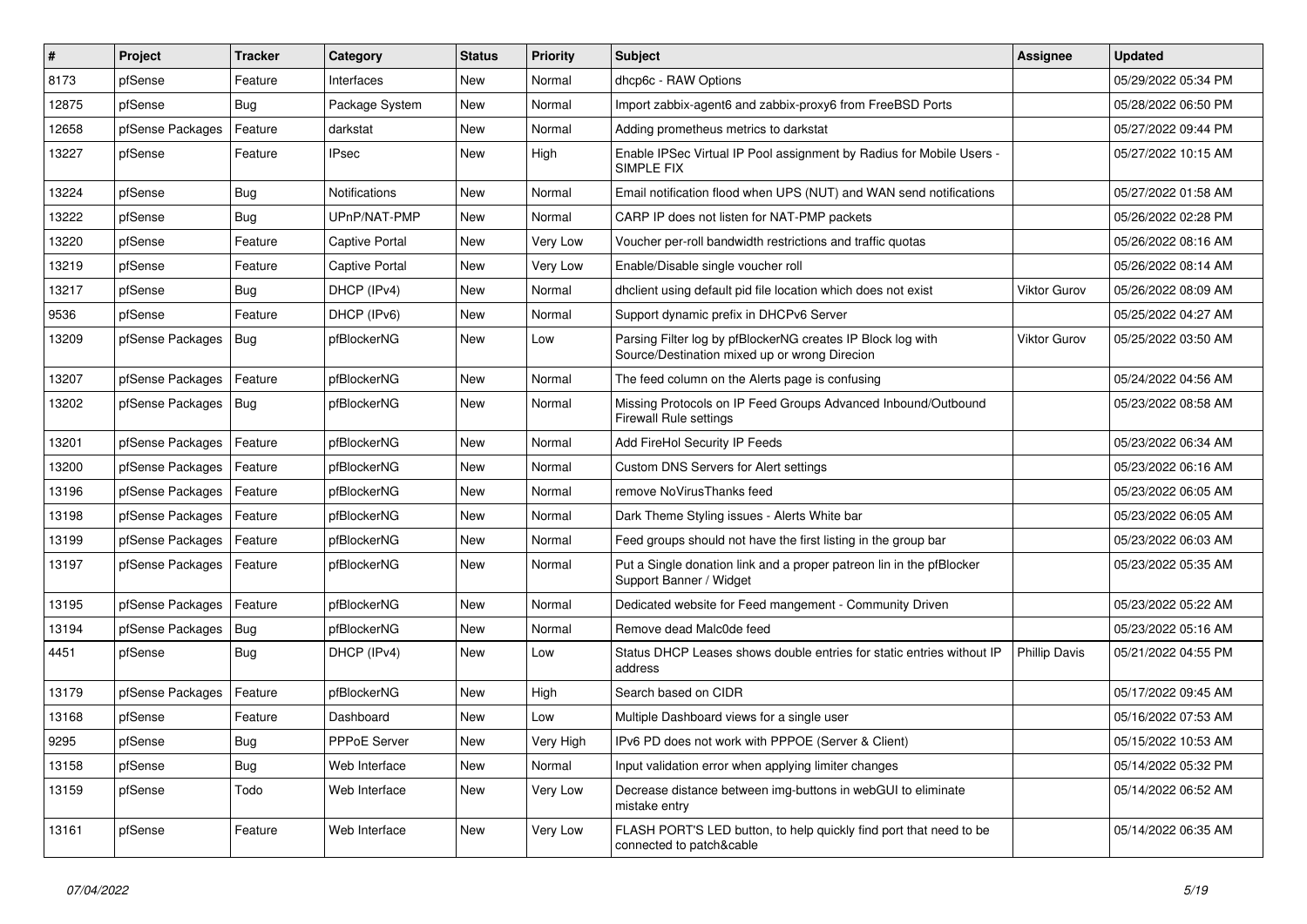| # | Project | Tracker | Category | Status | Priority | Subject | Assignee | Updated |
|---|---|---|---|---|---|---|---|---|
| 8173 | pfSense | Feature | Interfaces | New | Normal | dhcp6c - RAW Options | | 05/29/2022 05:34 PM |
| 12875 | pfSense | Bug | Package System | New | Normal | Import zabbix-agent6 and zabbix-proxy6 from FreeBSD Ports | | 05/28/2022 06:50 PM |
| 12658 | pfSense Packages | Feature | darkstat | New | Normal | Adding prometheus metrics to darkstat | | 05/27/2022 09:44 PM |
| 13227 | pfSense | Feature | IPsec | New | High | Enable IPSec Virtual IP Pool assignment by Radius for Mobile Users - SIMPLE FIX | | 05/27/2022 10:15 AM |
| 13224 | pfSense | Bug | Notifications | New | Normal | Email notification flood when UPS (NUT) and WAN send notifications | | 05/27/2022 01:58 AM |
| 13222 | pfSense | Bug | UPnP/NAT-PMP | New | Normal | CARP IP does not listen for NAT-PMP packets | | 05/26/2022 02:28 PM |
| 13220 | pfSense | Feature | Captive Portal | New | Very Low | Voucher per-roll bandwidth restrictions and traffic quotas | | 05/26/2022 08:16 AM |
| 13219 | pfSense | Feature | Captive Portal | New | Very Low | Enable/Disable single voucher roll | | 05/26/2022 08:14 AM |
| 13217 | pfSense | Bug | DHCP (IPv4) | New | Normal | dhclient using default pid file location which does not exist | Viktor Gurov | 05/26/2022 08:09 AM |
| 9536 | pfSense | Feature | DHCP (IPv6) | New | Normal | Support dynamic prefix in DHCPv6 Server | | 05/25/2022 04:27 AM |
| 13209 | pfSense Packages | Bug | pfBlockerNG | New | Low | Parsing Filter log by pfBlockerNG creates IP Block log with Source/Destination mixed up or wrong Direcion | Viktor Gurov | 05/25/2022 03:50 AM |
| 13207 | pfSense Packages | Feature | pfBlockerNG | New | Normal | The feed column on the Alerts page is confusing | | 05/24/2022 04:56 AM |
| 13202 | pfSense Packages | Bug | pfBlockerNG | New | Normal | Missing Protocols on IP Feed Groups Advanced Inbound/Outbound Firewall Rule settings | | 05/23/2022 08:58 AM |
| 13201 | pfSense Packages | Feature | pfBlockerNG | New | Normal | Add FireHol Security IP Feeds | | 05/23/2022 06:34 AM |
| 13200 | pfSense Packages | Feature | pfBlockerNG | New | Normal | Custom DNS Servers for Alert settings | | 05/23/2022 06:16 AM |
| 13196 | pfSense Packages | Feature | pfBlockerNG | New | Normal | remove NoVirusThanks feed | | 05/23/2022 06:05 AM |
| 13198 | pfSense Packages | Feature | pfBlockerNG | New | Normal | Dark Theme Styling issues - Alerts White bar | | 05/23/2022 06:05 AM |
| 13199 | pfSense Packages | Feature | pfBlockerNG | New | Normal | Feed groups should not have the first listing in the group bar | | 05/23/2022 06:03 AM |
| 13197 | pfSense Packages | Feature | pfBlockerNG | New | Normal | Put a Single donation link and a proper patreon lin in the pfBlocker Support Banner / Widget | | 05/23/2022 05:35 AM |
| 13195 | pfSense Packages | Feature | pfBlockerNG | New | Normal | Dedicated website for Feed mangement - Community Driven | | 05/23/2022 05:22 AM |
| 13194 | pfSense Packages | Bug | pfBlockerNG | New | Normal | Remove dead Malc0de feed | | 05/23/2022 05:16 AM |
| 4451 | pfSense | Bug | DHCP (IPv4) | New | Low | Status DHCP Leases shows double entries for static entries without IP address | Phillip Davis | 05/21/2022 04:55 PM |
| 13179 | pfSense Packages | Feature | pfBlockerNG | New | High | Search based on CIDR | | 05/17/2022 09:45 AM |
| 13168 | pfSense | Feature | Dashboard | New | Low | Multiple Dashboard views for a single user | | 05/16/2022 07:53 AM |
| 9295 | pfSense | Bug | PPPoE Server | New | Very High | IPv6 PD does not work with PPPOE (Server & Client) | | 05/15/2022 10:53 AM |
| 13158 | pfSense | Bug | Web Interface | New | Normal | Input validation error when applying limiter changes | | 05/14/2022 05:32 PM |
| 13159 | pfSense | Todo | Web Interface | New | Very Low | Decrease distance between img-buttons in webGUI to eliminate mistake entry | | 05/14/2022 06:52 AM |
| 13161 | pfSense | Feature | Web Interface | New | Very Low | FLASH PORT'S LED button, to help quickly find port that need to be connected to patch&cable | | 05/14/2022 06:35 AM |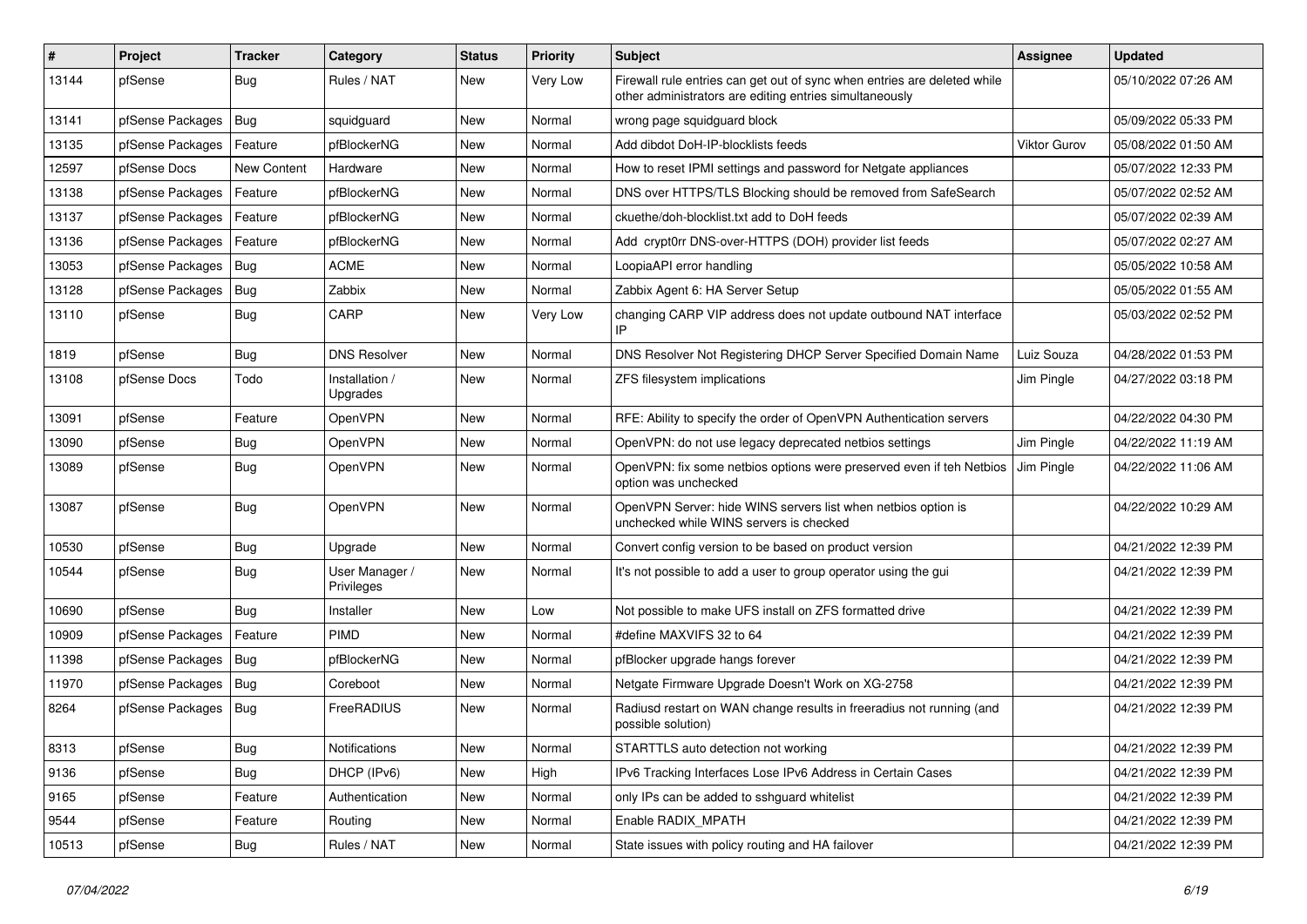| # | Project | Tracker | Category | Status | Priority | Subject | Assignee | Updated |
|---|---|---|---|---|---|---|---|---|
| 13144 | pfSense | Bug | Rules / NAT | New | Very Low | Firewall rule entries can get out of sync when entries are deleted while other administrators are editing entries simultaneously | | 05/10/2022 07:26 AM |
| 13141 | pfSense Packages | Bug | squidguard | New | Normal | wrong page squidguard block | | 05/09/2022 05:33 PM |
| 13135 | pfSense Packages | Feature | pfBlockerNG | New | Normal | Add dibdot DoH-IP-blocklists feeds | Viktor Gurov | 05/08/2022 01:50 AM |
| 12597 | pfSense Docs | New Content | Hardware | New | Normal | How to reset IPMI settings and password for Netgate appliances | | 05/07/2022 12:33 PM |
| 13138 | pfSense Packages | Feature | pfBlockerNG | New | Normal | DNS over HTTPS/TLS Blocking should be removed from SafeSearch | | 05/07/2022 02:52 AM |
| 13137 | pfSense Packages | Feature | pfBlockerNG | New | Normal | ckuethe/doh-blocklist.txt add to DoH feeds | | 05/07/2022 02:39 AM |
| 13136 | pfSense Packages | Feature | pfBlockerNG | New | Normal | Add crypt0rr DNS-over-HTTPS (DOH) provider list feeds | | 05/07/2022 02:27 AM |
| 13053 | pfSense Packages | Bug | ACME | New | Normal | LoopiaAPI error handling | | 05/05/2022 10:58 AM |
| 13128 | pfSense Packages | Bug | Zabbix | New | Normal | Zabbix Agent 6: HA Server Setup | | 05/05/2022 01:55 AM |
| 13110 | pfSense | Bug | CARP | New | Very Low | changing CARP VIP address does not update outbound NAT interface IP | | 05/03/2022 02:52 PM |
| 1819 | pfSense | Bug | DNS Resolver | New | Normal | DNS Resolver Not Registering DHCP Server Specified Domain Name | Luiz Souza | 04/28/2022 01:53 PM |
| 13108 | pfSense Docs | Todo | Installation / Upgrades | New | Normal | ZFS filesystem implications | Jim Pingle | 04/27/2022 03:18 PM |
| 13091 | pfSense | Feature | OpenVPN | New | Normal | RFE: Ability to specify the order of OpenVPN Authentication servers | | 04/22/2022 04:30 PM |
| 13090 | pfSense | Bug | OpenVPN | New | Normal | OpenVPN: do not use legacy deprecated netbios settings | Jim Pingle | 04/22/2022 11:19 AM |
| 13089 | pfSense | Bug | OpenVPN | New | Normal | OpenVPN: fix some netbios options were preserved even if teh Netbios option was unchecked | Jim Pingle | 04/22/2022 11:06 AM |
| 13087 | pfSense | Bug | OpenVPN | New | Normal | OpenVPN Server: hide WINS servers list when netbios option is unchecked while WINS servers is checked | | 04/22/2022 10:29 AM |
| 10530 | pfSense | Bug | Upgrade | New | Normal | Convert config version to be based on product version | | 04/21/2022 12:39 PM |
| 10544 | pfSense | Bug | User Manager / Privileges | New | Normal | It's not possible to add a user to group operator using the gui | | 04/21/2022 12:39 PM |
| 10690 | pfSense | Bug | Installer | New | Low | Not possible to make UFS install on ZFS formatted drive | | 04/21/2022 12:39 PM |
| 10909 | pfSense Packages | Feature | PIMD | New | Normal | #define MAXVIFS 32 to 64 | | 04/21/2022 12:39 PM |
| 11398 | pfSense Packages | Bug | pfBlockerNG | New | Normal | pfBlocker upgrade hangs forever | | 04/21/2022 12:39 PM |
| 11970 | pfSense Packages | Bug | Coreboot | New | Normal | Netgate Firmware Upgrade Doesn't Work on XG-2758 | | 04/21/2022 12:39 PM |
| 8264 | pfSense Packages | Bug | FreeRADIUS | New | Normal | Radiusd restart on WAN change results in freeradius not running (and possible solution) | | 04/21/2022 12:39 PM |
| 8313 | pfSense | Bug | Notifications | New | Normal | STARTTLS auto detection not working | | 04/21/2022 12:39 PM |
| 9136 | pfSense | Bug | DHCP (IPv6) | New | High | IPv6 Tracking Interfaces Lose IPv6 Address in Certain Cases | | 04/21/2022 12:39 PM |
| 9165 | pfSense | Feature | Authentication | New | Normal | only IPs can be added to sshguard whitelist | | 04/21/2022 12:39 PM |
| 9544 | pfSense | Feature | Routing | New | Normal | Enable RADIX_MPATH | | 04/21/2022 12:39 PM |
| 10513 | pfSense | Bug | Rules / NAT | New | Normal | State issues with policy routing and HA failover | | 04/21/2022 12:39 PM |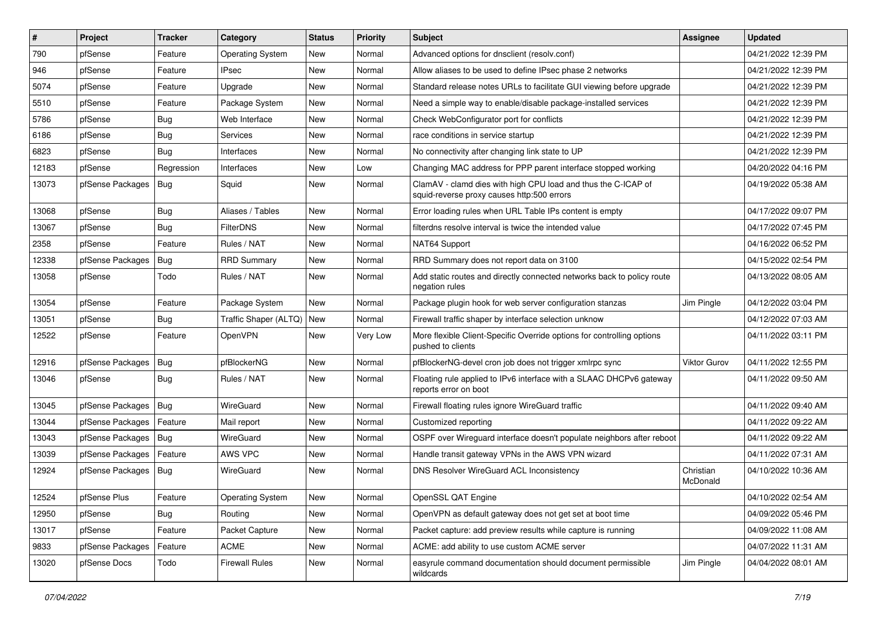| # | Project | Tracker | Category | Status | Priority | Subject | Assignee | Updated |
|---|---|---|---|---|---|---|---|---|
| 790 | pfSense | Feature | Operating System | New | Normal | Advanced options for dnsclient (resolv.conf) | | 04/21/2022 12:39 PM |
| 946 | pfSense | Feature | IPsec | New | Normal | Allow aliases to be used to define IPsec phase 2 networks | | 04/21/2022 12:39 PM |
| 5074 | pfSense | Feature | Upgrade | New | Normal | Standard release notes URLs to facilitate GUI viewing before upgrade | | 04/21/2022 12:39 PM |
| 5510 | pfSense | Feature | Package System | New | Normal | Need a simple way to enable/disable package-installed services | | 04/21/2022 12:39 PM |
| 5786 | pfSense | Bug | Web Interface | New | Normal | Check WebConfigurator port for conflicts | | 04/21/2022 12:39 PM |
| 6186 | pfSense | Bug | Services | New | Normal | race conditions in service startup | | 04/21/2022 12:39 PM |
| 6823 | pfSense | Bug | Interfaces | New | Normal | No connectivity after changing link state to UP | | 04/21/2022 12:39 PM |
| 12183 | pfSense | Regression | Interfaces | New | Low | Changing MAC address for PPP parent interface stopped working | | 04/20/2022 04:16 PM |
| 13073 | pfSense Packages | Bug | Squid | New | Normal | ClamAV - clamd dies with high CPU load and thus the C-ICAP of squid-reverse proxy causes http:500 errors | | 04/19/2022 05:38 AM |
| 13068 | pfSense | Bug | Aliases / Tables | New | Normal | Error loading rules when URL Table IPs content is empty | | 04/17/2022 09:07 PM |
| 13067 | pfSense | Bug | FilterDNS | New | Normal | filterdns resolve interval is twice the intended value | | 04/17/2022 07:45 PM |
| 2358 | pfSense | Feature | Rules / NAT | New | Normal | NAT64 Support | | 04/16/2022 06:52 PM |
| 12338 | pfSense Packages | Bug | RRD Summary | New | Normal | RRD Summary does not report data on 3100 | | 04/15/2022 02:54 PM |
| 13058 | pfSense | Todo | Rules / NAT | New | Normal | Add static routes and directly connected networks back to policy route negation rules | | 04/13/2022 08:05 AM |
| 13054 | pfSense | Feature | Package System | New | Normal | Package plugin hook for web server configuration stanzas | Jim Pingle | 04/12/2022 03:04 PM |
| 13051 | pfSense | Bug | Traffic Shaper (ALTQ) | New | Normal | Firewall traffic shaper by interface selection unknow | | 04/12/2022 07:03 AM |
| 12522 | pfSense | Feature | OpenVPN | New | Very Low | More flexible Client-Specific Override options for controlling options pushed to clients | | 04/11/2022 03:11 PM |
| 12916 | pfSense Packages | Bug | pfBlockerNG | New | Normal | pfBlockerNG-devel cron job does not trigger xmlrpc sync | Viktor Gurov | 04/11/2022 12:55 PM |
| 13046 | pfSense | Bug | Rules / NAT | New | Normal | Floating rule applied to IPv6 interface with a SLAAC DHCPv6 gateway reports error on boot | | 04/11/2022 09:50 AM |
| 13045 | pfSense Packages | Bug | WireGuard | New | Normal | Firewall floating rules ignore WireGuard traffic | | 04/11/2022 09:40 AM |
| 13044 | pfSense Packages | Feature | Mail report | New | Normal | Customized reporting | | 04/11/2022 09:22 AM |
| 13043 | pfSense Packages | Bug | WireGuard | New | Normal | OSPF over Wireguard interface doesn't populate neighbors after reboot | | 04/11/2022 09:22 AM |
| 13039 | pfSense Packages | Feature | AWS VPC | New | Normal | Handle transit gateway VPNs in the AWS VPN wizard | | 04/11/2022 07:31 AM |
| 12924 | pfSense Packages | Bug | WireGuard | New | Normal | DNS Resolver WireGuard ACL Inconsistency | Christian McDonald | 04/10/2022 10:36 AM |
| 12524 | pfSense Plus | Feature | Operating System | New | Normal | OpenSSL QAT Engine | | 04/10/2022 02:54 AM |
| 12950 | pfSense | Bug | Routing | New | Normal | OpenVPN as default gateway does not get set at boot time | | 04/09/2022 05:46 PM |
| 13017 | pfSense | Feature | Packet Capture | New | Normal | Packet capture: add preview results while capture is running | | 04/09/2022 11:08 AM |
| 9833 | pfSense Packages | Feature | ACME | New | Normal | ACME: add ability to use custom ACME server | | 04/07/2022 11:31 AM |
| 13020 | pfSense Docs | Todo | Firewall Rules | New | Normal | easyrule command documentation should document permissible wildcards | Jim Pingle | 04/04/2022 08:01 AM |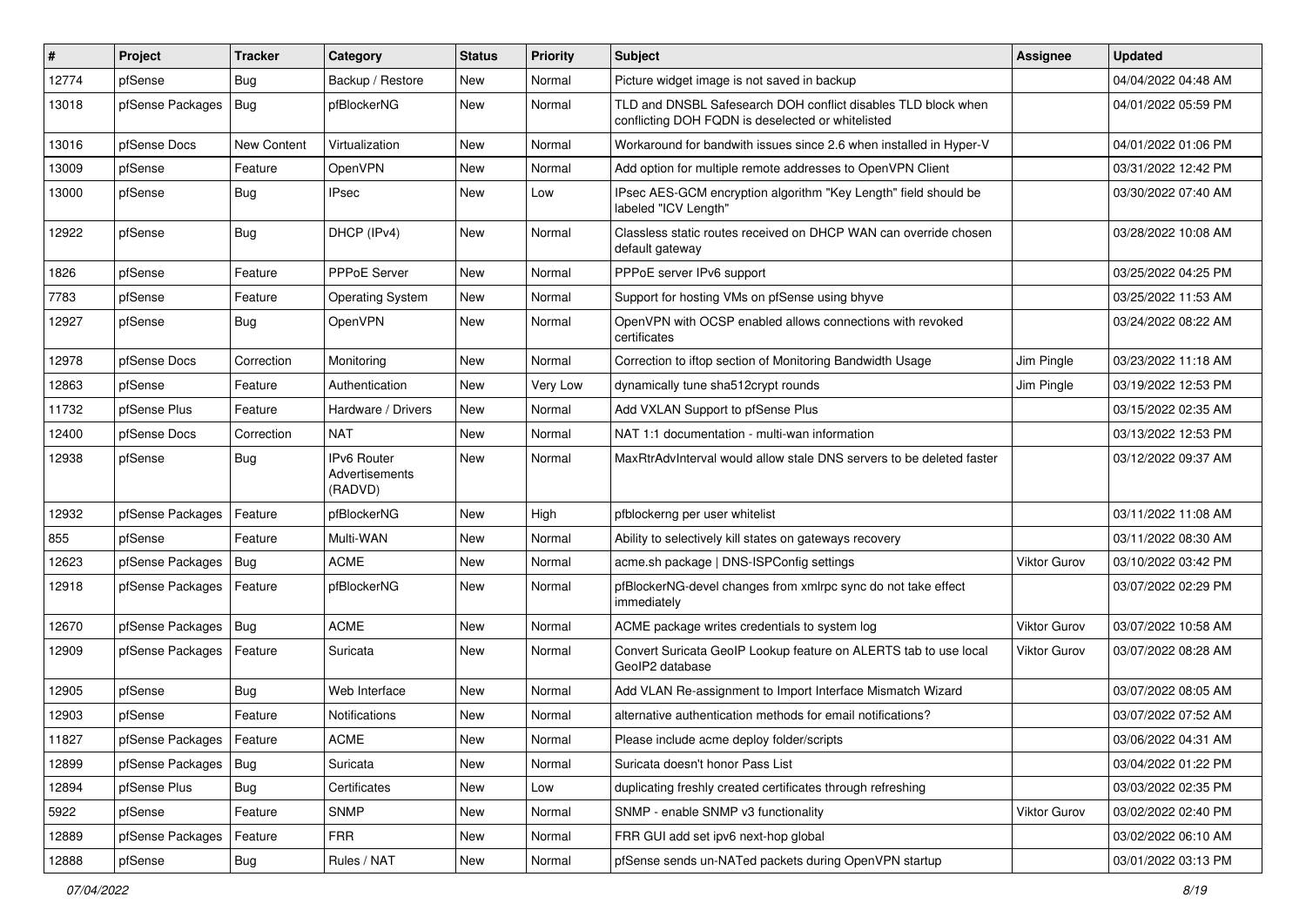| # | Project | Tracker | Category | Status | Priority | Subject | Assignee | Updated |
|---|---|---|---|---|---|---|---|---|
| 12774 | pfSense | Bug | Backup / Restore | New | Normal | Picture widget image is not saved in backup | | 04/04/2022 04:48 AM |
| 13018 | pfSense Packages | Bug | pfBlockerNG | New | Normal | TLD and DNSBL Safesearch DOH conflict disables TLD block when conflicting DOH FQDN is deselected or whitelisted | | 04/01/2022 05:59 PM |
| 13016 | pfSense Docs | New Content | Virtualization | New | Normal | Workaround for bandwith issues since 2.6 when installed in Hyper-V | | 04/01/2022 01:06 PM |
| 13009 | pfSense | Feature | OpenVPN | New | Normal | Add option for multiple remote addresses to OpenVPN Client | | 03/31/2022 12:42 PM |
| 13000 | pfSense | Bug | IPsec | New | Low | IPsec AES-GCM encryption algorithm "Key Length" field should be labeled "ICV Length" | | 03/30/2022 07:40 AM |
| 12922 | pfSense | Bug | DHCP (IPv4) | New | Normal | Classless static routes received on DHCP WAN can override chosen default gateway | | 03/28/2022 10:08 AM |
| 1826 | pfSense | Feature | PPPoE Server | New | Normal | PPPoE server IPv6 support | | 03/25/2022 04:25 PM |
| 7783 | pfSense | Feature | Operating System | New | Normal | Support for hosting VMs on pfSense using bhyve | | 03/25/2022 11:53 AM |
| 12927 | pfSense | Bug | OpenVPN | New | Normal | OpenVPN with OCSP enabled allows connections with revoked certificates | | 03/24/2022 08:22 AM |
| 12978 | pfSense Docs | Correction | Monitoring | New | Normal | Correction to iftop section of Monitoring Bandwidth Usage | Jim Pingle | 03/23/2022 11:18 AM |
| 12863 | pfSense | Feature | Authentication | New | Very Low | dynamically tune sha512crypt rounds | Jim Pingle | 03/19/2022 12:53 PM |
| 11732 | pfSense Plus | Feature | Hardware / Drivers | New | Normal | Add VXLAN Support to pfSense Plus | | 03/15/2022 02:35 AM |
| 12400 | pfSense Docs | Correction | NAT | New | Normal | NAT 1:1 documentation - multi-wan information | | 03/13/2022 12:53 PM |
| 12938 | pfSense | Bug | IPv6 Router Advertisements (RADVD) | New | Normal | MaxRtrAdvInterval would allow stale DNS servers to be deleted faster | | 03/12/2022 09:37 AM |
| 12932 | pfSense Packages | Feature | pfBlockerNG | New | High | pfblockerng per user whitelist | | 03/11/2022 11:08 AM |
| 855 | pfSense | Feature | Multi-WAN | New | Normal | Ability to selectively kill states on gateways recovery | | 03/11/2022 08:30 AM |
| 12623 | pfSense Packages | Bug | ACME | New | Normal | acme.sh package \| DNS-ISPConfig settings | Viktor Gurov | 03/10/2022 03:42 PM |
| 12918 | pfSense Packages | Feature | pfBlockerNG | New | Normal | pfBlockerNG-devel changes from xmlrpc sync do not take effect immediately | | 03/07/2022 02:29 PM |
| 12670 | pfSense Packages | Bug | ACME | New | Normal | ACME package writes credentials to system log | Viktor Gurov | 03/07/2022 10:58 AM |
| 12909 | pfSense Packages | Feature | Suricata | New | Normal | Convert Suricata GeoIP Lookup feature on ALERTS tab to use local GeoIP2 database | Viktor Gurov | 03/07/2022 08:28 AM |
| 12905 | pfSense | Bug | Web Interface | New | Normal | Add VLAN Re-assignment to Import Interface Mismatch Wizard | | 03/07/2022 08:05 AM |
| 12903 | pfSense | Feature | Notifications | New | Normal | alternative authentication methods for email notifications? | | 03/07/2022 07:52 AM |
| 11827 | pfSense Packages | Feature | ACME | New | Normal | Please include acme deploy folder/scripts | | 03/06/2022 04:31 AM |
| 12899 | pfSense Packages | Bug | Suricata | New | Normal | Suricata doesn't honor Pass List | | 03/04/2022 01:22 PM |
| 12894 | pfSense Plus | Bug | Certificates | New | Low | duplicating freshly created certificates through refreshing | | 03/03/2022 02:35 PM |
| 5922 | pfSense | Feature | SNMP | New | Normal | SNMP - enable SNMP v3 functionality | Viktor Gurov | 03/02/2022 02:40 PM |
| 12889 | pfSense Packages | Feature | FRR | New | Normal | FRR GUI add set ipv6 next-hop global | | 03/02/2022 06:10 AM |
| 12888 | pfSense | Bug | Rules / NAT | New | Normal | pfSense sends un-NATed packets during OpenVPN startup | | 03/01/2022 03:13 PM |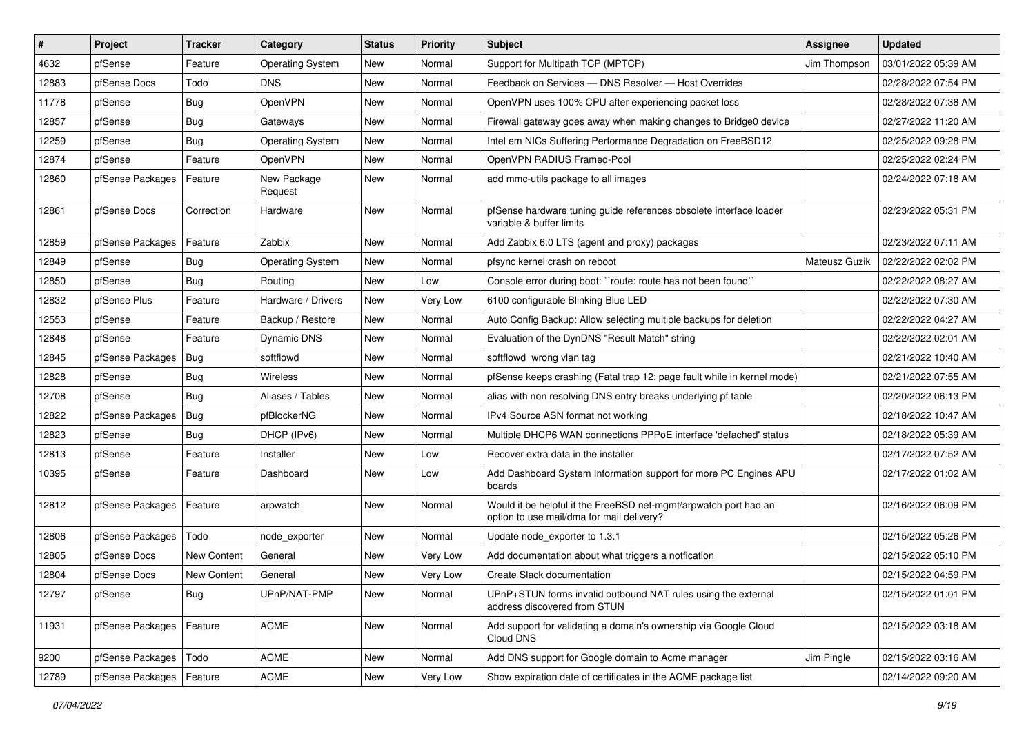| # | Project | Tracker | Category | Status | Priority | Subject | Assignee | Updated |
|---|---|---|---|---|---|---|---|---|
| 4632 | pfSense | Feature | Operating System | New | Normal | Support for Multipath TCP (MPTCP) | Jim Thompson | 03/01/2022 05:39 AM |
| 12883 | pfSense Docs | Todo | DNS | New | Normal | Feedback on Services — DNS Resolver — Host Overrides | | 02/28/2022 07:54 PM |
| 11778 | pfSense | Bug | OpenVPN | New | Normal | OpenVPN uses 100% CPU after experiencing packet loss | | 02/28/2022 07:38 AM |
| 12857 | pfSense | Bug | Gateways | New | Normal | Firewall gateway goes away when making changes to Bridge0 device | | 02/27/2022 11:20 AM |
| 12259 | pfSense | Bug | Operating System | New | Normal | Intel em NICs Suffering Performance Degradation on FreeBSD12 | | 02/25/2022 09:28 PM |
| 12874 | pfSense | Feature | OpenVPN | New | Normal | OpenVPN RADIUS Framed-Pool | | 02/25/2022 02:24 PM |
| 12860 | pfSense Packages | Feature | New Package Request | New | Normal | add mmc-utils package to all images | | 02/24/2022 07:18 AM |
| 12861 | pfSense Docs | Correction | Hardware | New | Normal | pfSense hardware tuning guide references obsolete interface loader variable & buffer limits | | 02/23/2022 05:31 PM |
| 12859 | pfSense Packages | Feature | Zabbix | New | Normal | Add Zabbix 6.0 LTS (agent and proxy) packages | | 02/23/2022 07:11 AM |
| 12849 | pfSense | Bug | Operating System | New | Normal | pfsync kernel crash on reboot | Mateusz Guzik | 02/22/2022 02:02 PM |
| 12850 | pfSense | Bug | Routing | New | Low | Console error during boot: ``route: route has not been found`` | | 02/22/2022 08:27 AM |
| 12832 | pfSense Plus | Feature | Hardware / Drivers | New | Very Low | 6100 configurable Blinking Blue LED | | 02/22/2022 07:30 AM |
| 12553 | pfSense | Feature | Backup / Restore | New | Normal | Auto Config Backup: Allow selecting multiple backups for deletion | | 02/22/2022 04:27 AM |
| 12848 | pfSense | Feature | Dynamic DNS | New | Normal | Evaluation of the DynDNS "Result Match" string | | 02/22/2022 02:01 AM |
| 12845 | pfSense Packages | Bug | softflowd | New | Normal | softflowd wrong vlan tag | | 02/21/2022 10:40 AM |
| 12828 | pfSense | Bug | Wireless | New | Normal | pfSense keeps crashing (Fatal trap 12: page fault while in kernel mode) | | 02/21/2022 07:55 AM |
| 12708 | pfSense | Bug | Aliases / Tables | New | Normal | alias with non resolving DNS entry breaks underlying pf table | | 02/20/2022 06:13 PM |
| 12822 | pfSense Packages | Bug | pfBlockerNG | New | Normal | IPv4 Source ASN format not working | | 02/18/2022 10:47 AM |
| 12823 | pfSense | Bug | DHCP (IPv6) | New | Normal | Multiple DHCP6 WAN connections PPPoE interface 'defached' status | | 02/18/2022 05:39 AM |
| 12813 | pfSense | Feature | Installer | New | Low | Recover extra data in the installer | | 02/17/2022 07:52 AM |
| 10395 | pfSense | Feature | Dashboard | New | Low | Add Dashboard System Information support for more PC Engines APU boards | | 02/17/2022 01:02 AM |
| 12812 | pfSense Packages | Feature | arpwatch | New | Normal | Would it be helpful if the FreeBSD net-mgmt/arpwatch port had an option to use mail/dma for mail delivery? | | 02/16/2022 06:09 PM |
| 12806 | pfSense Packages | Todo | node_exporter | New | Normal | Update node_exporter to 1.3.1 | | 02/15/2022 05:26 PM |
| 12805 | pfSense Docs | New Content | General | New | Very Low | Add documentation about what triggers a notfication | | 02/15/2022 05:10 PM |
| 12804 | pfSense Docs | New Content | General | New | Very Low | Create Slack documentation | | 02/15/2022 04:59 PM |
| 12797 | pfSense | Bug | UPnP/NAT-PMP | New | Normal | UPnP+STUN forms invalid outbound NAT rules using the external address discovered from STUN | | 02/15/2022 01:01 PM |
| 11931 | pfSense Packages | Feature | ACME | New | Normal | Add support for validating a domain's ownership via Google Cloud Cloud DNS | | 02/15/2022 03:18 AM |
| 9200 | pfSense Packages | Todo | ACME | New | Normal | Add DNS support for Google domain to Acme manager | Jim Pingle | 02/15/2022 03:16 AM |
| 12789 | pfSense Packages | Feature | ACME | New | Very Low | Show expiration date of certificates in the ACME package list | | 02/14/2022 09:20 AM |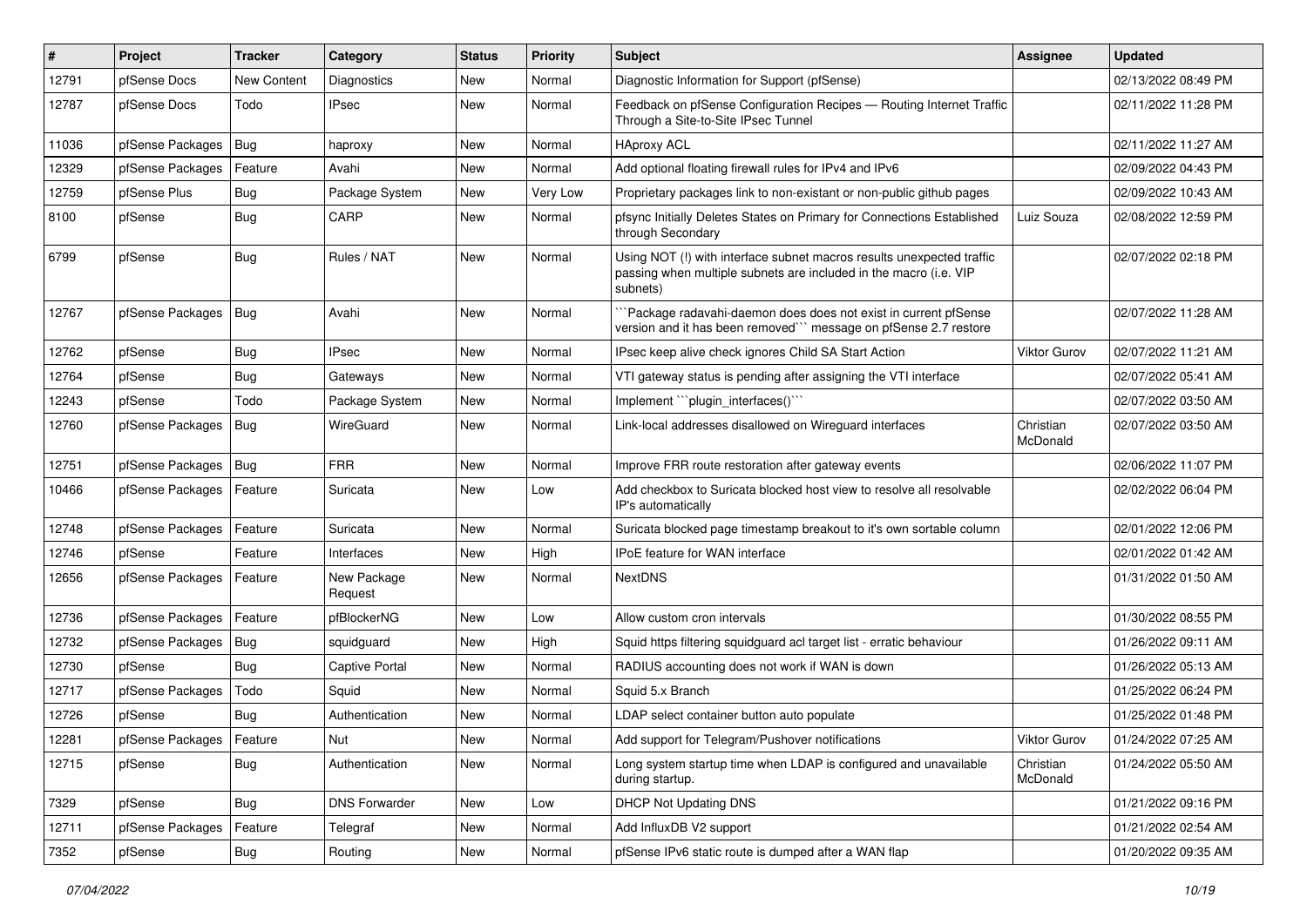| # | Project | Tracker | Category | Status | Priority | Subject | Assignee | Updated |
|---|---|---|---|---|---|---|---|---|
| 12791 | pfSense Docs | New Content | Diagnostics | New | Normal | Diagnostic Information for Support (pfSense) | | 02/13/2022 08:49 PM |
| 12787 | pfSense Docs | Todo | IPsec | New | Normal | Feedback on pfSense Configuration Recipes — Routing Internet Traffic Through a Site-to-Site IPsec Tunnel | | 02/11/2022 11:28 PM |
| 11036 | pfSense Packages | Bug | haproxy | New | Normal | HAproxy ACL | | 02/11/2022 11:27 AM |
| 12329 | pfSense Packages | Feature | Avahi | New | Normal | Add optional floating firewall rules for IPv4 and IPv6 | | 02/09/2022 04:43 PM |
| 12759 | pfSense Plus | Bug | Package System | New | Very Low | Proprietary packages link to non-existant or non-public github pages | | 02/09/2022 10:43 AM |
| 8100 | pfSense | Bug | CARP | New | Normal | pfsync Initially Deletes States on Primary for Connections Established through Secondary | Luiz Souza | 02/08/2022 12:59 PM |
| 6799 | pfSense | Bug | Rules / NAT | New | Normal | Using NOT (!) with interface subnet macros results unexpected traffic passing when multiple subnets are included in the macro (i.e. VIP subnets) | | 02/07/2022 02:18 PM |
| 12767 | pfSense Packages | Bug | Avahi | New | Normal | ```Package radavahi-daemon does does not exist in current pfSense version and it has been removed``` message on pfSense 2.7 restore | | 02/07/2022 11:28 AM |
| 12762 | pfSense | Bug | IPsec | New | Normal | IPsec keep alive check ignores Child SA Start Action | Viktor Gurov | 02/07/2022 11:21 AM |
| 12764 | pfSense | Bug | Gateways | New | Normal | VTI gateway status is pending after assigning the VTI interface | | 02/07/2022 05:41 AM |
| 12243 | pfSense | Todo | Package System | New | Normal | Implement ```plugin_interfaces()``` | | 02/07/2022 03:50 AM |
| 12760 | pfSense Packages | Bug | WireGuard | New | Normal | Link-local addresses disallowed on Wireguard interfaces | Christian McDonald | 02/07/2022 03:50 AM |
| 12751 | pfSense Packages | Bug | FRR | New | Normal | Improve FRR route restoration after gateway events | | 02/06/2022 11:07 PM |
| 10466 | pfSense Packages | Feature | Suricata | New | Low | Add checkbox to Suricata blocked host view to resolve all resolvable IP's automatically | | 02/02/2022 06:04 PM |
| 12748 | pfSense Packages | Feature | Suricata | New | Normal | Suricata blocked page timestamp breakout to it's own sortable column | | 02/01/2022 12:06 PM |
| 12746 | pfSense | Feature | Interfaces | New | High | IPoE feature for WAN interface | | 02/01/2022 01:42 AM |
| 12656 | pfSense Packages | Feature | New Package Request | New | Normal | NextDNS | | 01/31/2022 01:50 AM |
| 12736 | pfSense Packages | Feature | pfBlockerNG | New | Low | Allow custom cron intervals | | 01/30/2022 08:55 PM |
| 12732 | pfSense Packages | Bug | squidguard | New | High | Squid https filtering squidguard acl target list - erratic behaviour | | 01/26/2022 09:11 AM |
| 12730 | pfSense | Bug | Captive Portal | New | Normal | RADIUS accounting does not work if WAN is down | | 01/26/2022 05:13 AM |
| 12717 | pfSense Packages | Todo | Squid | New | Normal | Squid 5.x Branch | | 01/25/2022 06:24 PM |
| 12726 | pfSense | Bug | Authentication | New | Normal | LDAP select container button auto populate | | 01/25/2022 01:48 PM |
| 12281 | pfSense Packages | Feature | Nut | New | Normal | Add support for Telegram/Pushover notifications | Viktor Gurov | 01/24/2022 07:25 AM |
| 12715 | pfSense | Bug | Authentication | New | Normal | Long system startup time when LDAP is configured and unavailable during startup. | Christian McDonald | 01/24/2022 05:50 AM |
| 7329 | pfSense | Bug | DNS Forwarder | New | Low | DHCP Not Updating DNS | | 01/21/2022 09:16 PM |
| 12711 | pfSense Packages | Feature | Telegraf | New | Normal | Add InfluxDB V2 support | | 01/21/2022 02:54 AM |
| 7352 | pfSense | Bug | Routing | New | Normal | pfSense IPv6 static route is dumped after a WAN flap | | 01/20/2022 09:35 AM |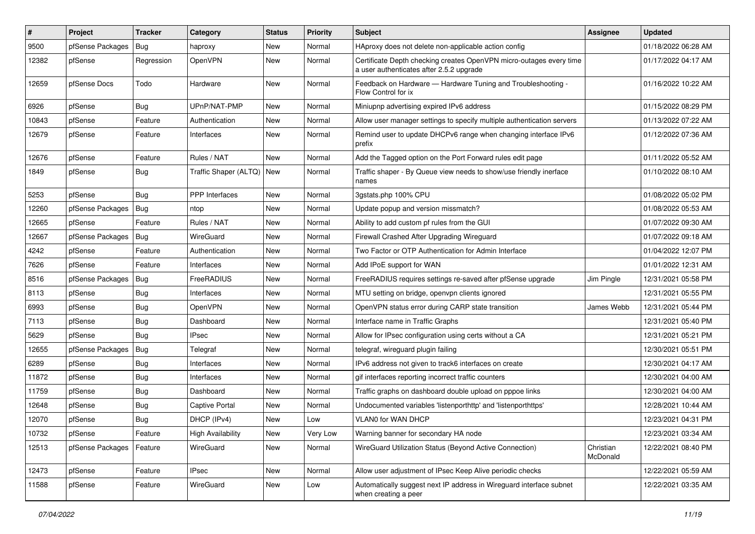| # | Project | Tracker | Category | Status | Priority | Subject | Assignee | Updated |
|---|---|---|---|---|---|---|---|---|
| 9500 | pfSense Packages | Bug | haproxy | New | Normal | HAproxy does not delete non-applicable action config | | 01/18/2022 06:28 AM |
| 12382 | pfSense | Regression | OpenVPN | New | Normal | Certificate Depth checking creates OpenVPN micro-outages every time a user authenticates after 2.5.2 upgrade | | 01/17/2022 04:17 AM |
| 12659 | pfSense Docs | Todo | Hardware | New | Normal | Feedback on Hardware — Hardware Tuning and Troubleshooting - Flow Control for ix | | 01/16/2022 10:22 AM |
| 6926 | pfSense | Bug | UPnP/NAT-PMP | New | Normal | Miniupnp advertising expired IPv6 address | | 01/15/2022 08:29 PM |
| 10843 | pfSense | Feature | Authentication | New | Normal | Allow user manager settings to specify multiple authentication servers | | 01/13/2022 07:22 AM |
| 12679 | pfSense | Feature | Interfaces | New | Normal | Remind user to update DHCPv6 range when changing interface IPv6 prefix | | 01/12/2022 07:36 AM |
| 12676 | pfSense | Feature | Rules / NAT | New | Normal | Add the Tagged option on the Port Forward rules edit page | | 01/11/2022 05:52 AM |
| 1849 | pfSense | Bug | Traffic Shaper (ALTQ) | New | Normal | Traffic shaper - By Queue view needs to show/use friendly inerface names | | 01/10/2022 08:10 AM |
| 5253 | pfSense | Bug | PPP Interfaces | New | Normal | 3gstats.php 100% CPU | | 01/08/2022 05:02 PM |
| 12260 | pfSense Packages | Bug | ntop | New | Normal | Update popup and version missmatch? | | 01/08/2022 05:53 AM |
| 12665 | pfSense | Feature | Rules / NAT | New | Normal | Ability to add custom pf rules from the GUI | | 01/07/2022 09:30 AM |
| 12667 | pfSense Packages | Bug | WireGuard | New | Normal | Firewall Crashed After Upgrading Wireguard | | 01/07/2022 09:18 AM |
| 4242 | pfSense | Feature | Authentication | New | Normal | Two Factor or OTP Authentication for Admin Interface | | 01/04/2022 12:07 PM |
| 7626 | pfSense | Feature | Interfaces | New | Normal | Add IPoE support for WAN | | 01/01/2022 12:31 AM |
| 8516 | pfSense Packages | Bug | FreeRADIUS | New | Normal | FreeRADIUS requires settings re-saved after pfSense upgrade | Jim Pingle | 12/31/2021 05:58 PM |
| 8113 | pfSense | Bug | Interfaces | New | Normal | MTU setting on bridge, openvpn clients ignored | | 12/31/2021 05:55 PM |
| 6993 | pfSense | Bug | OpenVPN | New | Normal | OpenVPN status error during CARP state transition | James Webb | 12/31/2021 05:44 PM |
| 7113 | pfSense | Bug | Dashboard | New | Normal | Interface name in Traffic Graphs | | 12/31/2021 05:40 PM |
| 5629 | pfSense | Bug | IPsec | New | Normal | Allow for IPsec configuration using certs without a CA | | 12/31/2021 05:21 PM |
| 12655 | pfSense Packages | Bug | Telegraf | New | Normal | telegraf, wireguard plugin failing | | 12/30/2021 05:51 PM |
| 6289 | pfSense | Bug | Interfaces | New | Normal | IPv6 address not given to track6 interfaces on create | | 12/30/2021 04:17 AM |
| 11872 | pfSense | Bug | Interfaces | New | Normal | gif interfaces reporting incorrect traffic counters | | 12/30/2021 04:00 AM |
| 11759 | pfSense | Bug | Dashboard | New | Normal | Traffic graphs on dashboard double upload on pppoe links | | 12/30/2021 04:00 AM |
| 12648 | pfSense | Bug | Captive Portal | New | Normal | Undocumented variables 'listenporthttp' and 'listenporthttps' | | 12/28/2021 10:44 AM |
| 12070 | pfSense | Bug | DHCP (IPv4) | New | Low | VLAN0 for WAN DHCP | | 12/23/2021 04:31 PM |
| 10732 | pfSense | Feature | High Availability | New | Very Low | Warning banner for secondary HA node | | 12/23/2021 03:34 AM |
| 12513 | pfSense Packages | Feature | WireGuard | New | Normal | WireGuard Utilization Status (Beyond Active Connection) | Christian McDonald | 12/22/2021 08:40 PM |
| 12473 | pfSense | Feature | IPsec | New | Normal | Allow user adjustment of IPsec Keep Alive periodic checks | | 12/22/2021 05:59 AM |
| 11588 | pfSense | Feature | WireGuard | New | Low | Automatically suggest next IP address in Wireguard interface subnet when creating a peer | | 12/22/2021 03:35 AM |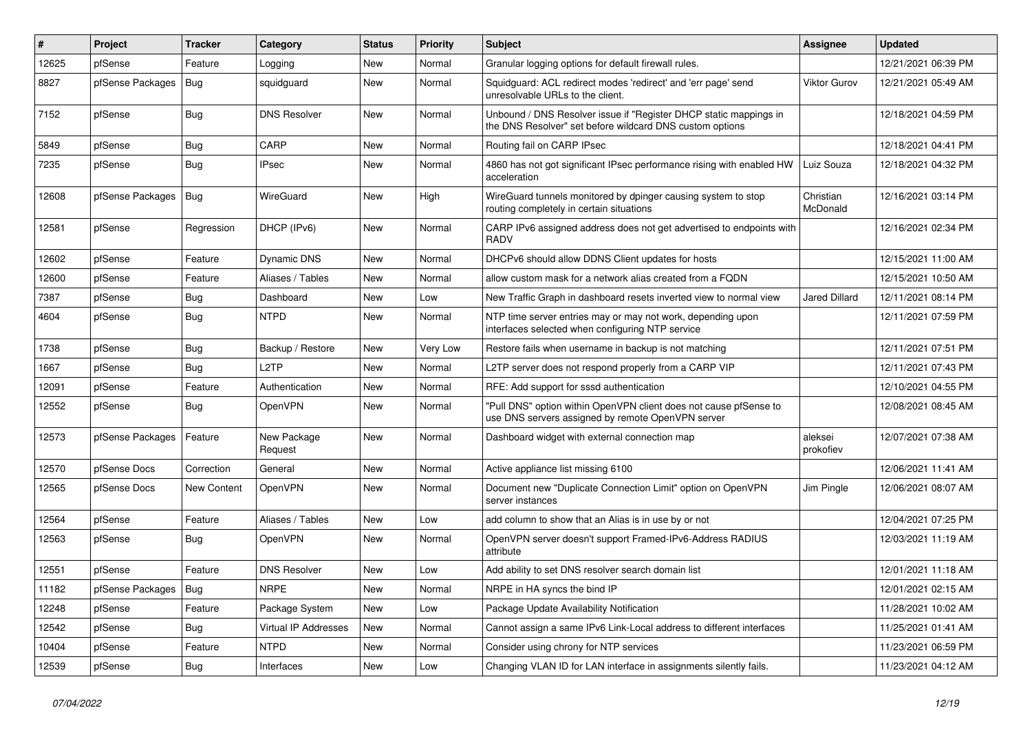| # | Project | Tracker | Category | Status | Priority | Subject | Assignee | Updated |
|---|---|---|---|---|---|---|---|---|
| 12625 | pfSense | Feature | Logging | New | Normal | Granular logging options for default firewall rules. | | 12/21/2021 06:39 PM |
| 8827 | pfSense Packages | Bug | squidguard | New | Normal | Squidguard: ACL redirect modes 'redirect' and 'err page' send unresolvable URLs to the client. | Viktor Gurov | 12/21/2021 05:49 AM |
| 7152 | pfSense | Bug | DNS Resolver | New | Normal | Unbound / DNS Resolver issue if "Register DHCP static mappings in the DNS Resolver" set before wildcard DNS custom options | | 12/18/2021 04:59 PM |
| 5849 | pfSense | Bug | CARP | New | Normal | Routing fail on CARP IPsec | | 12/18/2021 04:41 PM |
| 7235 | pfSense | Bug | IPsec | New | Normal | 4860 has not got significant IPsec performance rising with enabled HW acceleration | Luiz Souza | 12/18/2021 04:32 PM |
| 12608 | pfSense Packages | Bug | WireGuard | New | High | WireGuard tunnels monitored by dpinger causing system to stop routing completely in certain situations | Christian McDonald | 12/16/2021 03:14 PM |
| 12581 | pfSense | Regression | DHCP (IPv6) | New | Normal | CARP IPv6 assigned address does not get advertised to endpoints with RADV | | 12/16/2021 02:34 PM |
| 12602 | pfSense | Feature | Dynamic DNS | New | Normal | DHCPv6 should allow DDNS Client updates for hosts | | 12/15/2021 11:00 AM |
| 12600 | pfSense | Feature | Aliases / Tables | New | Normal | allow custom mask for a network alias created from a FQDN | | 12/15/2021 10:50 AM |
| 7387 | pfSense | Bug | Dashboard | New | Low | New Traffic Graph in dashboard resets inverted view to normal view | Jared Dillard | 12/11/2021 08:14 PM |
| 4604 | pfSense | Bug | NTPD | New | Normal | NTP time server entries may or may not work, depending upon interfaces selected when configuring NTP service | | 12/11/2021 07:59 PM |
| 1738 | pfSense | Bug | Backup / Restore | New | Very Low | Restore fails when username in backup is not matching | | 12/11/2021 07:51 PM |
| 1667 | pfSense | Bug | L2TP | New | Normal | L2TP server does not respond properly from a CARP VIP | | 12/11/2021 07:43 PM |
| 12091 | pfSense | Feature | Authentication | New | Normal | RFE: Add support for sssd authentication | | 12/10/2021 04:55 PM |
| 12552 | pfSense | Bug | OpenVPN | New | Normal | "Pull DNS" option within OpenVPN client does not cause pfSense to use DNS servers assigned by remote OpenVPN server | | 12/08/2021 08:45 AM |
| 12573 | pfSense Packages | Feature | New Package Request | New | Normal | Dashboard widget with external connection map | aleksei prokofiev | 12/07/2021 07:38 AM |
| 12570 | pfSense Docs | Correction | General | New | Normal | Active appliance list missing 6100 | | 12/06/2021 11:41 AM |
| 12565 | pfSense Docs | New Content | OpenVPN | New | Normal | Document new "Duplicate Connection Limit" option on OpenVPN server instances | Jim Pingle | 12/06/2021 08:07 AM |
| 12564 | pfSense | Feature | Aliases / Tables | New | Low | add column to show that an Alias is in use by or not | | 12/04/2021 07:25 PM |
| 12563 | pfSense | Bug | OpenVPN | New | Normal | OpenVPN server doesn't support Framed-IPv6-Address RADIUS attribute | | 12/03/2021 11:19 AM |
| 12551 | pfSense | Feature | DNS Resolver | New | Low | Add ability to set DNS resolver search domain list | | 12/01/2021 11:18 AM |
| 11182 | pfSense Packages | Bug | NRPE | New | Normal | NRPE in HA syncs the bind IP | | 12/01/2021 02:15 AM |
| 12248 | pfSense | Feature | Package System | New | Low | Package Update Availability Notification | | 11/28/2021 10:02 AM |
| 12542 | pfSense | Bug | Virtual IP Addresses | New | Normal | Cannot assign a same IPv6 Link-Local address to different interfaces | | 11/25/2021 01:41 AM |
| 10404 | pfSense | Feature | NTPD | New | Normal | Consider using chrony for NTP services | | 11/23/2021 06:59 PM |
| 12539 | pfSense | Bug | Interfaces | New | Low | Changing VLAN ID for LAN interface in assignments silently fails. | | 11/23/2021 04:12 AM |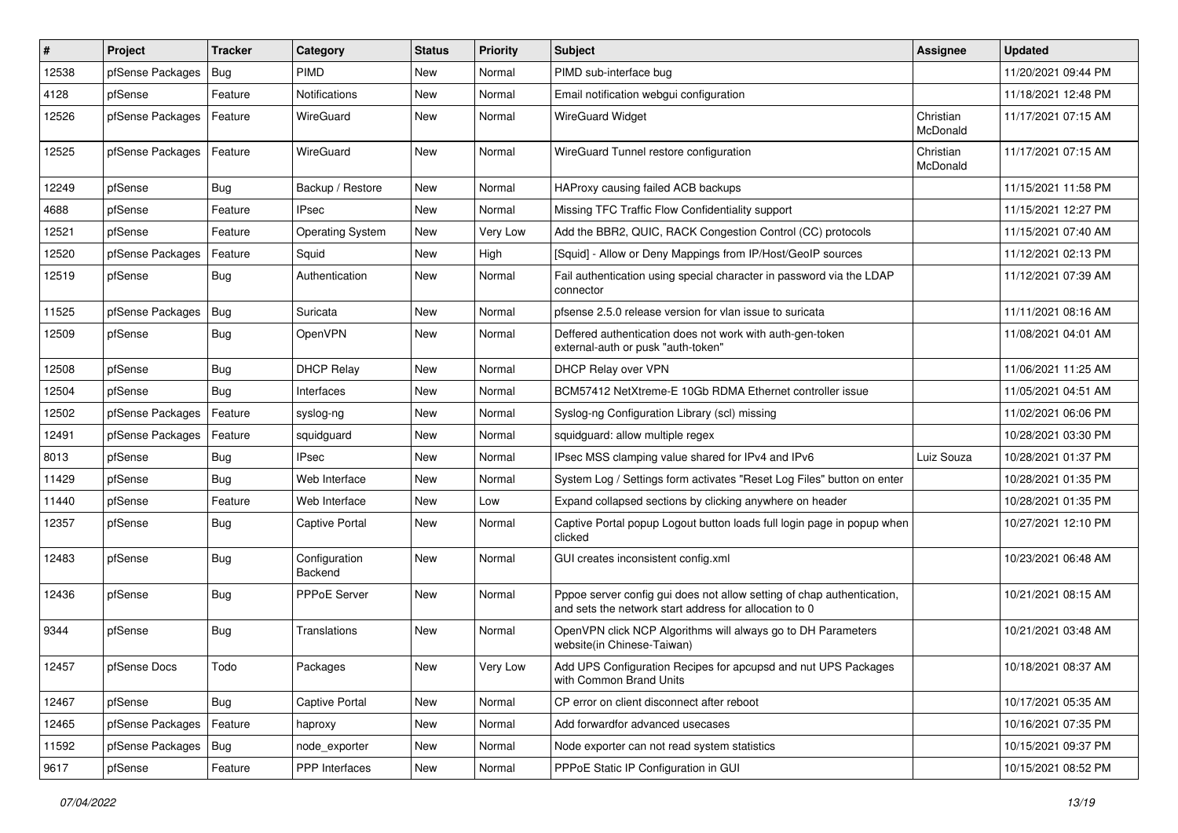| # | Project | Tracker | Category | Status | Priority | Subject | Assignee | Updated |
|---|---|---|---|---|---|---|---|---|
| 12538 | pfSense Packages | Bug | PIMD | New | Normal | PIMD sub-interface bug | | 11/20/2021 09:44 PM |
| 4128 | pfSense | Feature | Notifications | New | Normal | Email notification webgui configuration | | 11/18/2021 12:48 PM |
| 12526 | pfSense Packages | Feature | WireGuard | New | Normal | WireGuard Widget | Christian McDonald | 11/17/2021 07:15 AM |
| 12525 | pfSense Packages | Feature | WireGuard | New | Normal | WireGuard Tunnel restore configuration | Christian McDonald | 11/17/2021 07:15 AM |
| 12249 | pfSense | Bug | Backup / Restore | New | Normal | HAProxy causing failed ACB backups | | 11/15/2021 11:58 PM |
| 4688 | pfSense | Feature | IPsec | New | Normal | Missing TFC Traffic Flow Confidentiality support | | 11/15/2021 12:27 PM |
| 12521 | pfSense | Feature | Operating System | New | Very Low | Add the BBR2, QUIC, RACK Congestion Control (CC) protocols | | 11/15/2021 07:40 AM |
| 12520 | pfSense Packages | Feature | Squid | New | High | [Squid] - Allow or Deny Mappings from IP/Host/GeoIP sources | | 11/12/2021 02:13 PM |
| 12519 | pfSense | Bug | Authentication | New | Normal | Fail authentication using special character in password via the LDAP connector | | 11/12/2021 07:39 AM |
| 11525 | pfSense Packages | Bug | Suricata | New | Normal | pfsense 2.5.0 release version for vlan issue to suricata | | 11/11/2021 08:16 AM |
| 12509 | pfSense | Bug | OpenVPN | New | Normal | Deffered authentication does not work with auth-gen-token external-auth or pusk "auth-token" | | 11/08/2021 04:01 AM |
| 12508 | pfSense | Bug | DHCP Relay | New | Normal | DHCP Relay over VPN | | 11/06/2021 11:25 AM |
| 12504 | pfSense | Bug | Interfaces | New | Normal | BCM57412 NetXtreme-E 10Gb RDMA Ethernet controller issue | | 11/05/2021 04:51 AM |
| 12502 | pfSense Packages | Feature | syslog-ng | New | Normal | Syslog-ng Configuration Library (scl) missing | | 11/02/2021 06:06 PM |
| 12491 | pfSense Packages | Feature | squidguard | New | Normal | squidguard: allow multiple regex | | 10/28/2021 03:30 PM |
| 8013 | pfSense | Bug | IPsec | New | Normal | IPsec MSS clamping value shared for IPv4 and IPv6 | Luiz Souza | 10/28/2021 01:37 PM |
| 11429 | pfSense | Bug | Web Interface | New | Normal | System Log / Settings form activates "Reset Log Files" button on enter | | 10/28/2021 01:35 PM |
| 11440 | pfSense | Feature | Web Interface | New | Low | Expand collapsed sections by clicking anywhere on header | | 10/28/2021 01:35 PM |
| 12357 | pfSense | Bug | Captive Portal | New | Normal | Captive Portal popup Logout button loads full login page in popup when clicked | | 10/27/2021 12:10 PM |
| 12483 | pfSense | Bug | Configuration Backend | New | Normal | GUI creates inconsistent config.xml | | 10/23/2021 06:48 AM |
| 12436 | pfSense | Bug | PPPoE Server | New | Normal | Pppoe server config gui does not allow setting of chap authentication, and sets the network start address for allocation to 0 | | 10/21/2021 08:15 AM |
| 9344 | pfSense | Bug | Translations | New | Normal | OpenVPN click NCP Algorithms will always go to DH Parameters website(in Chinese-Taiwan) | | 10/21/2021 03:48 AM |
| 12457 | pfSense Docs | Todo | Packages | New | Very Low | Add UPS Configuration Recipes for apcupsd and nut UPS Packages with Common Brand Units | | 10/18/2021 08:37 AM |
| 12467 | pfSense | Bug | Captive Portal | New | Normal | CP error on client disconnect after reboot | | 10/17/2021 05:35 AM |
| 12465 | pfSense Packages | Feature | haproxy | New | Normal | Add forwardfor advanced usecases | | 10/16/2021 07:35 PM |
| 11592 | pfSense Packages | Bug | node_exporter | New | Normal | Node exporter can not read system statistics | | 10/15/2021 09:37 PM |
| 9617 | pfSense | Feature | PPP Interfaces | New | Normal | PPPoE Static IP Configuration in GUI | | 10/15/2021 08:52 PM |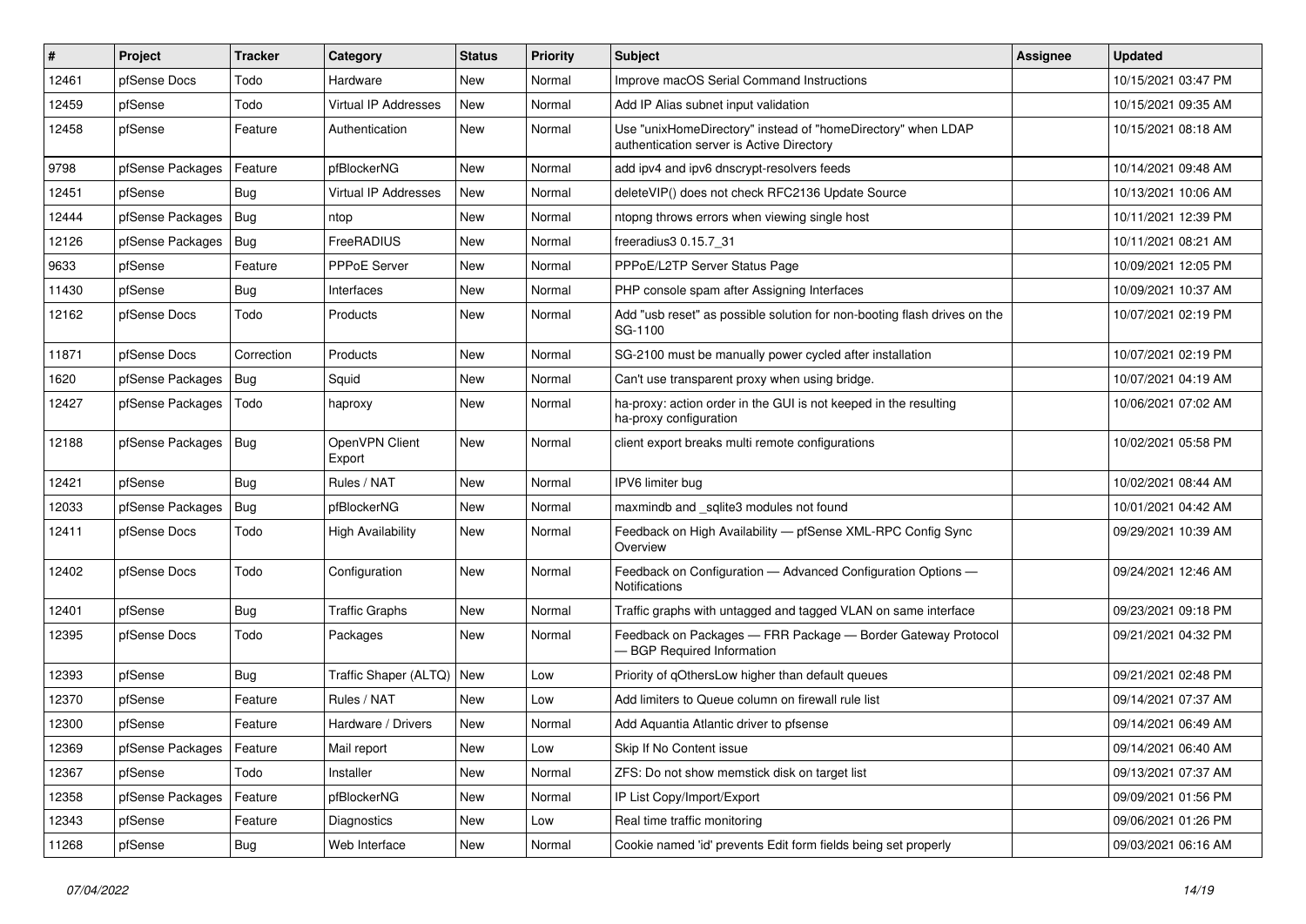| # | Project | Tracker | Category | Status | Priority | Subject | Assignee | Updated |
|---|---|---|---|---|---|---|---|---|
| 12461 | pfSense Docs | Todo | Hardware | New | Normal | Improve macOS Serial Command Instructions | | 10/15/2021 03:47 PM |
| 12459 | pfSense | Todo | Virtual IP Addresses | New | Normal | Add IP Alias subnet input validation | | 10/15/2021 09:35 AM |
| 12458 | pfSense | Feature | Authentication | New | Normal | Use "unixHomeDirectory" instead of "homeDirectory" when LDAP authentication server is Active Directory | | 10/15/2021 08:18 AM |
| 9798 | pfSense Packages | Feature | pfBlockerNG | New | Normal | add ipv4 and ipv6 dnscrypt-resolvers feeds | | 10/14/2021 09:48 AM |
| 12451 | pfSense | Bug | Virtual IP Addresses | New | Normal | deleteVIP() does not check RFC2136 Update Source | | 10/13/2021 10:06 AM |
| 12444 | pfSense Packages | Bug | ntop | New | Normal | ntopng throws errors when viewing single host | | 10/11/2021 12:39 PM |
| 12126 | pfSense Packages | Bug | FreeRADIUS | New | Normal | freeradius3 0.15.7_31 | | 10/11/2021 08:21 AM |
| 9633 | pfSense | Feature | PPPoE Server | New | Normal | PPPoE/L2TP Server Status Page | | 10/09/2021 12:05 PM |
| 11430 | pfSense | Bug | Interfaces | New | Normal | PHP console spam after Assigning Interfaces | | 10/09/2021 10:37 AM |
| 12162 | pfSense Docs | Todo | Products | New | Normal | Add "usb reset" as possible solution for non-booting flash drives on the SG-1100 | | 10/07/2021 02:19 PM |
| 11871 | pfSense Docs | Correction | Products | New | Normal | SG-2100 must be manually power cycled after installation | | 10/07/2021 02:19 PM |
| 1620 | pfSense Packages | Bug | Squid | New | Normal | Can't use transparent proxy when using bridge. | | 10/07/2021 04:19 AM |
| 12427 | pfSense Packages | Todo | haproxy | New | Normal | ha-proxy: action order in the GUI is not keeped in the resulting ha-proxy configuration | | 10/06/2021 07:02 AM |
| 12188 | pfSense Packages | Bug | OpenVPN Client Export | New | Normal | client export breaks multi remote configurations | | 10/02/2021 05:58 PM |
| 12421 | pfSense | Bug | Rules / NAT | New | Normal | IPV6 limiter bug | | 10/02/2021 08:44 AM |
| 12033 | pfSense Packages | Bug | pfBlockerNG | New | Normal | maxmindb and _sqlite3 modules not found | | 10/01/2021 04:42 AM |
| 12411 | pfSense Docs | Todo | High Availability | New | Normal | Feedback on High Availability — pfSense XML-RPC Config Sync Overview | | 09/29/2021 10:39 AM |
| 12402 | pfSense Docs | Todo | Configuration | New | Normal | Feedback on Configuration — Advanced Configuration Options — Notifications | | 09/24/2021 12:46 AM |
| 12401 | pfSense | Bug | Traffic Graphs | New | Normal | Traffic graphs with untagged and tagged VLAN on same interface | | 09/23/2021 09:18 PM |
| 12395 | pfSense Docs | Todo | Packages | New | Normal | Feedback on Packages — FRR Package — Border Gateway Protocol — BGP Required Information | | 09/21/2021 04:32 PM |
| 12393 | pfSense | Bug | Traffic Shaper (ALTQ) | New | Low | Priority of qOthersLow higher than default queues | | 09/21/2021 02:48 PM |
| 12370 | pfSense | Feature | Rules / NAT | New | Low | Add limiters to Queue column on firewall rule list | | 09/14/2021 07:37 AM |
| 12300 | pfSense | Feature | Hardware / Drivers | New | Normal | Add Aquantia Atlantic driver to pfsense | | 09/14/2021 06:49 AM |
| 12369 | pfSense Packages | Feature | Mail report | New | Low | Skip If No Content issue | | 09/14/2021 06:40 AM |
| 12367 | pfSense | Todo | Installer | New | Normal | ZFS: Do not show memstick disk on target list | | 09/13/2021 07:37 AM |
| 12358 | pfSense Packages | Feature | pfBlockerNG | New | Normal | IP List Copy/Import/Export | | 09/09/2021 01:56 PM |
| 12343 | pfSense | Feature | Diagnostics | New | Low | Real time traffic monitoring | | 09/06/2021 01:26 PM |
| 11268 | pfSense | Bug | Web Interface | New | Normal | Cookie named 'id' prevents Edit form fields being set properly | | 09/03/2021 06:16 AM |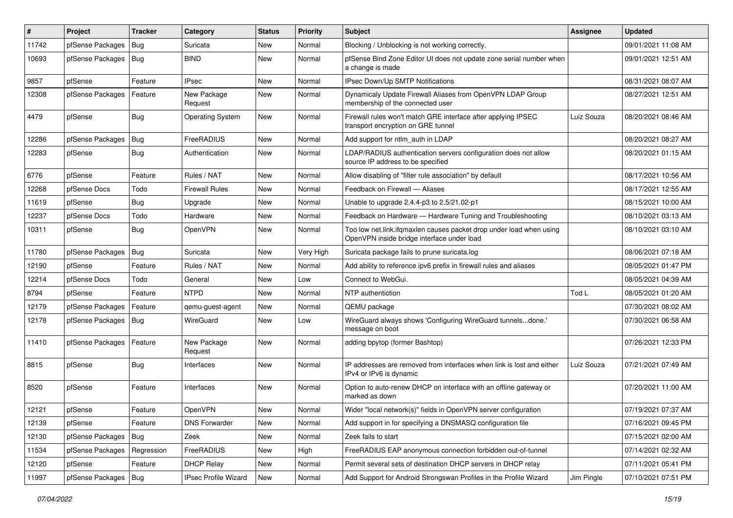| # | Project | Tracker | Category | Status | Priority | Subject | Assignee | Updated |
| --- | --- | --- | --- | --- | --- | --- | --- | --- |
| 11742 | pfSense Packages | Bug | Suricata | New | Normal | Blocking / Unblocking is not working correctly. | | 09/01/2021 11:08 AM |
| 10693 | pfSense Packages | Bug | BIND | New | Normal | pfSense Bind Zone Editor UI does not update zone serial number when a change is made | | 09/01/2021 12:51 AM |
| 9857 | pfSense | Feature | IPsec | New | Normal | IPsec Down/Up SMTP Notifications | | 08/31/2021 08:07 AM |
| 12308 | pfSense Packages | Feature | New Package Request | New | Normal | Dynamicaly Update Firewall Aliases from OpenVPN LDAP Group membership of the connected user | | 08/27/2021 12:51 AM |
| 4479 | pfSense | Bug | Operating System | New | Normal | Firewall rules won't match GRE interface after applying IPSEC transport encryption on GRE tunnel | Luiz Souza | 08/20/2021 08:46 AM |
| 12286 | pfSense Packages | Bug | FreeRADIUS | New | Normal | Add support for ntlm_auth in LDAP | | 08/20/2021 08:27 AM |
| 12283 | pfSense | Bug | Authentication | New | Normal | LDAP/RADIUS authentication servers configuration does not allow source IP address to be specified | | 08/20/2021 01:15 AM |
| 6776 | pfSense | Feature | Rules / NAT | New | Normal | Allow disabling of "filter rule association" by default | | 08/17/2021 10:56 AM |
| 12268 | pfSense Docs | Todo | Firewall Rules | New | Normal | Feedback on Firewall — Aliases | | 08/17/2021 12:55 AM |
| 11619 | pfSense | Bug | Upgrade | New | Normal | Unable to upgrade 2.4.4-p3 to 2.5/21.02-p1 | | 08/15/2021 10:00 AM |
| 12237 | pfSense Docs | Todo | Hardware | New | Normal | Feedback on Hardware — Hardware Tuning and Troubleshooting | | 08/10/2021 03:13 AM |
| 10311 | pfSense | Bug | OpenVPN | New | Normal | Too low net.link.ifqmaxlen causes packet drop under load when using OpenVPN inside bridge interface under load | | 08/10/2021 03:10 AM |
| 11780 | pfSense Packages | Bug | Suricata | New | Very High | Suricata package fails to prune suricata.log | | 08/06/2021 07:18 AM |
| 12190 | pfSense | Feature | Rules / NAT | New | Normal | Add ability to reference ipv6 prefix in firewall rules and aliases | | 08/05/2021 01:47 PM |
| 12214 | pfSense Docs | Todo | General | New | Low | Connect to WebGui. | | 08/05/2021 04:39 AM |
| 8794 | pfSense | Feature | NTPD | New | Normal | NTP authentiction | Tod L | 08/05/2021 01:20 AM |
| 12179 | pfSense Packages | Feature | qemu-guest-agent | New | Normal | QEMU package | | 07/30/2021 08:02 AM |
| 12178 | pfSense Packages | Bug | WireGuard | New | Low | WireGuard always shows 'Configuring WireGuard tunnels...done.' message on boot | | 07/30/2021 06:58 AM |
| 11410 | pfSense Packages | Feature | New Package Request | New | Normal | adding bpytop (former Bashtop) | | 07/26/2021 12:33 PM |
| 8815 | pfSense | Bug | Interfaces | New | Normal | IP addresses are removed from interfaces when link is lost and either IPv4 or IPv6 is dynamic | Luiz Souza | 07/21/2021 07:49 AM |
| 8520 | pfSense | Feature | Interfaces | New | Normal | Option to auto-renew DHCP on interface with an offline gateway or marked as down | | 07/20/2021 11:00 AM |
| 12121 | pfSense | Feature | OpenVPN | New | Normal | Wider "local network(s)" fields in OpenVPN server configuration | | 07/19/2021 07:37 AM |
| 12139 | pfSense | Feature | DNS Forwarder | New | Normal | Add support in for specifying a DNSMASQ configuration file | | 07/16/2021 09:45 PM |
| 12130 | pfSense Packages | Bug | Zeek | New | Normal | Zeek fails to start | | 07/15/2021 02:00 AM |
| 11534 | pfSense Packages | Regression | FreeRADIUS | New | High | FreeRADIUS EAP anonymous connection forbidden out-of-tunnel | | 07/14/2021 02:32 AM |
| 12120 | pfSense | Feature | DHCP Relay | New | Normal | Permit several sets of destination DHCP servers in DHCP relay | | 07/11/2021 05:41 PM |
| 11997 | pfSense Packages | Bug | IPsec Profile Wizard | New | Normal | Add Support for Android Strongswan Profiles in the Profile Wizard | Jim Pingle | 07/10/2021 07:51 PM |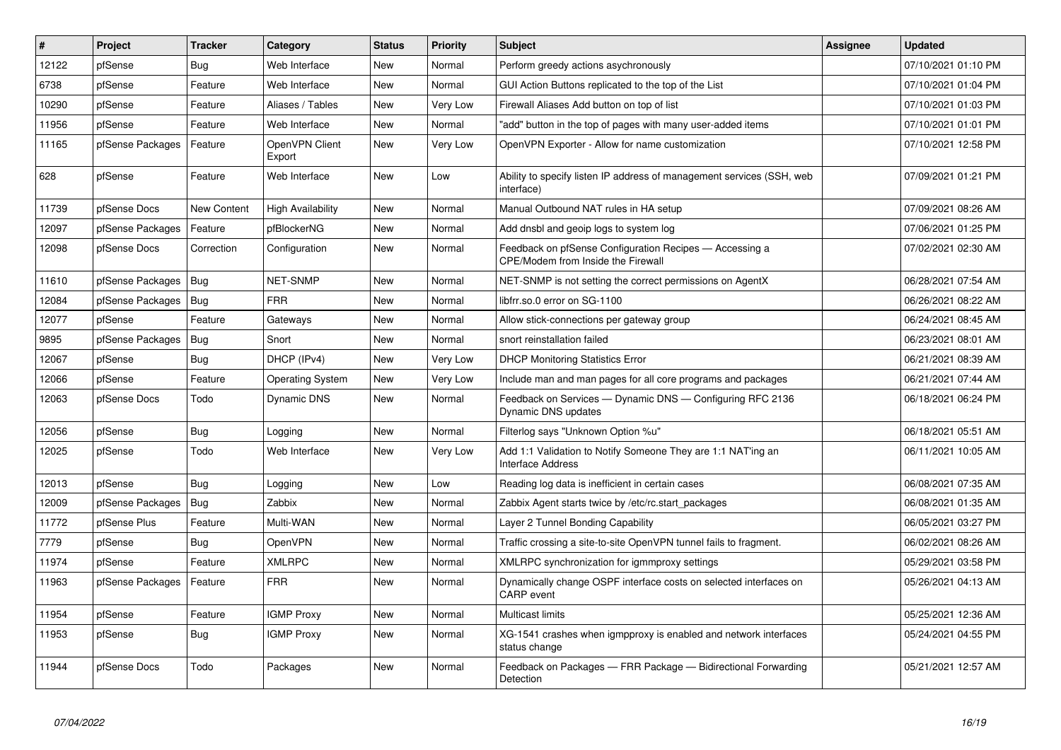| # | Project | Tracker | Category | Status | Priority | Subject | Assignee | Updated |
|---|---|---|---|---|---|---|---|---|
| 12122 | pfSense | Bug | Web Interface | New | Normal | Perform greedy actions asychronously | | 07/10/2021 01:10 PM |
| 6738 | pfSense | Feature | Web Interface | New | Normal | GUI Action Buttons replicated to the top of the List | | 07/10/2021 01:04 PM |
| 10290 | pfSense | Feature | Aliases / Tables | New | Very Low | Firewall Aliases Add button on top of list | | 07/10/2021 01:03 PM |
| 11956 | pfSense | Feature | Web Interface | New | Normal | "add" button in the top of pages with many user-added items | | 07/10/2021 01:01 PM |
| 11165 | pfSense Packages | Feature | OpenVPN Client Export | New | Very Low | OpenVPN Exporter - Allow for name customization | | 07/10/2021 12:58 PM |
| 628 | pfSense | Feature | Web Interface | New | Low | Ability to specify listen IP address of management services (SSH, web interface) | | 07/09/2021 01:21 PM |
| 11739 | pfSense Docs | New Content | High Availability | New | Normal | Manual Outbound NAT rules in HA setup | | 07/09/2021 08:26 AM |
| 12097 | pfSense Packages | Feature | pfBlockerNG | New | Normal | Add dnsbl and geoip logs to system log | | 07/06/2021 01:25 PM |
| 12098 | pfSense Docs | Correction | Configuration | New | Normal | Feedback on pfSense Configuration Recipes — Accessing a CPE/Modem from Inside the Firewall | | 07/02/2021 02:30 AM |
| 11610 | pfSense Packages | Bug | NET-SNMP | New | Normal | NET-SNMP is not setting the correct permissions on AgentX | | 06/28/2021 07:54 AM |
| 12084 | pfSense Packages | Bug | FRR | New | Normal | libfrr.so.0 error on SG-1100 | | 06/26/2021 08:22 AM |
| 12077 | pfSense | Feature | Gateways | New | Normal | Allow stick-connections per gateway group | | 06/24/2021 08:45 AM |
| 9895 | pfSense Packages | Bug | Snort | New | Normal | snort reinstallation failed | | 06/23/2021 08:01 AM |
| 12067 | pfSense | Bug | DHCP (IPv4) | New | Very Low | DHCP Monitoring Statistics Error | | 06/21/2021 08:39 AM |
| 12066 | pfSense | Feature | Operating System | New | Very Low | Include man and man pages for all core programs and packages | | 06/21/2021 07:44 AM |
| 12063 | pfSense Docs | Todo | Dynamic DNS | New | Normal | Feedback on Services — Dynamic DNS — Configuring RFC 2136 Dynamic DNS updates | | 06/18/2021 06:24 PM |
| 12056 | pfSense | Bug | Logging | New | Normal | Filterlog says "Unknown Option %u" | | 06/18/2021 05:51 AM |
| 12025 | pfSense | Todo | Web Interface | New | Very Low | Add 1:1 Validation to Notify Someone They are 1:1 NAT'ing an Interface Address | | 06/11/2021 10:05 AM |
| 12013 | pfSense | Bug | Logging | New | Low | Reading log data is inefficient in certain cases | | 06/08/2021 07:35 AM |
| 12009 | pfSense Packages | Bug | Zabbix | New | Normal | Zabbix Agent starts twice by /etc/rc.start_packages | | 06/08/2021 01:35 AM |
| 11772 | pfSense Plus | Feature | Multi-WAN | New | Normal | Layer 2 Tunnel Bonding Capability | | 06/05/2021 03:27 PM |
| 7779 | pfSense | Bug | OpenVPN | New | Normal | Traffic crossing a site-to-site OpenVPN tunnel fails to fragment. | | 06/02/2021 08:26 AM |
| 11974 | pfSense | Feature | XMLRPC | New | Normal | XMLRPC synchronization for igmmproxy settings | | 05/29/2021 03:58 PM |
| 11963 | pfSense Packages | Feature | FRR | New | Normal | Dynamically change OSPF interface costs on selected interfaces on CARP event | | 05/26/2021 04:13 AM |
| 11954 | pfSense | Feature | IGMP Proxy | New | Normal | Multicast limits | | 05/25/2021 12:36 AM |
| 11953 | pfSense | Bug | IGMP Proxy | New | Normal | XG-1541 crashes when igmpproxy is enabled and network interfaces status change | | 05/24/2021 04:55 PM |
| 11944 | pfSense Docs | Todo | Packages | New | Normal | Feedback on Packages — FRR Package — Bidirectional Forwarding Detection | | 05/21/2021 12:57 AM |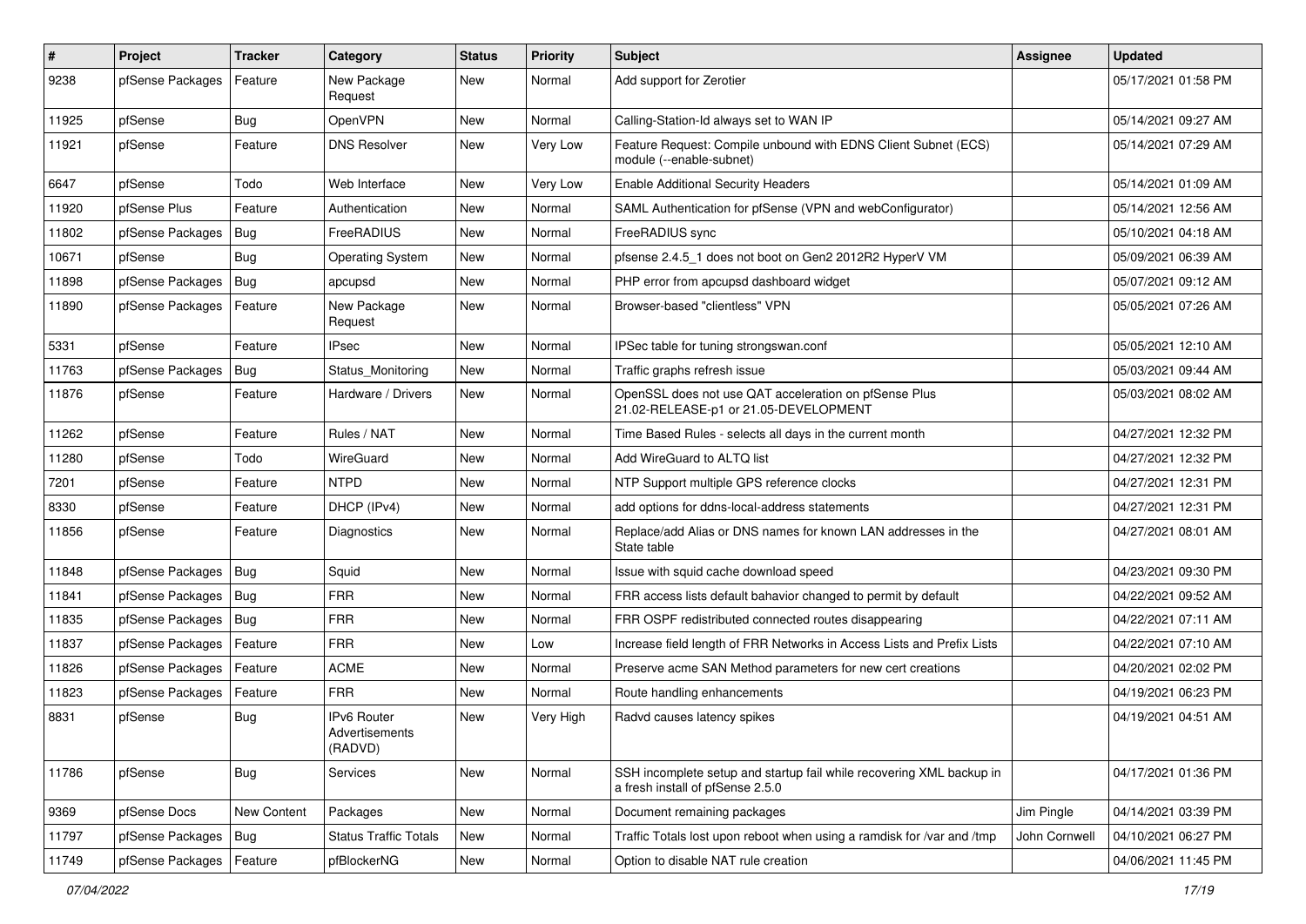| # | Project | Tracker | Category | Status | Priority | Subject | Assignee | Updated |
|---|---|---|---|---|---|---|---|---|
| 9238 | pfSense Packages | Feature | New Package Request | New | Normal | Add support for Zerotier | | 05/17/2021 01:58 PM |
| 11925 | pfSense | Bug | OpenVPN | New | Normal | Calling-Station-Id always set to WAN IP | | 05/14/2021 09:27 AM |
| 11921 | pfSense | Feature | DNS Resolver | New | Very Low | Feature Request: Compile unbound with EDNS Client Subnet (ECS) module (--enable-subnet) | | 05/14/2021 07:29 AM |
| 6647 | pfSense | Todo | Web Interface | New | Very Low | Enable Additional Security Headers | | 05/14/2021 01:09 AM |
| 11920 | pfSense Plus | Feature | Authentication | New | Normal | SAML Authentication for pfSense (VPN and webConfigurator) | | 05/14/2021 12:56 AM |
| 11802 | pfSense Packages | Bug | FreeRADIUS | New | Normal | FreeRADIUS sync | | 05/10/2021 04:18 AM |
| 10671 | pfSense | Bug | Operating System | New | Normal | pfsense 2.4.5_1 does not boot on Gen2 2012R2 HyperV VM | | 05/09/2021 06:39 AM |
| 11898 | pfSense Packages | Bug | apcupsd | New | Normal | PHP error from apcupsd dashboard widget | | 05/07/2021 09:12 AM |
| 11890 | pfSense Packages | Feature | New Package Request | New | Normal | Browser-based "clientless" VPN | | 05/05/2021 07:26 AM |
| 5331 | pfSense | Feature | IPsec | New | Normal | IPSec table for tuning strongswan.conf | | 05/05/2021 12:10 AM |
| 11763 | pfSense Packages | Bug | Status_Monitoring | New | Normal | Traffic graphs refresh issue | | 05/03/2021 09:44 AM |
| 11876 | pfSense | Feature | Hardware / Drivers | New | Normal | OpenSSL does not use QAT acceleration on pfSense Plus 21.02-RELEASE-p1 or 21.05-DEVELOPMENT | | 05/03/2021 08:02 AM |
| 11262 | pfSense | Feature | Rules / NAT | New | Normal | Time Based Rules - selects all days in the current month | | 04/27/2021 12:32 PM |
| 11280 | pfSense | Todo | WireGuard | New | Normal | Add WireGuard to ALTQ list | | 04/27/2021 12:32 PM |
| 7201 | pfSense | Feature | NTPD | New | Normal | NTP Support multiple GPS reference clocks | | 04/27/2021 12:31 PM |
| 8330 | pfSense | Feature | DHCP (IPv4) | New | Normal | add options for ddns-local-address statements | | 04/27/2021 12:31 PM |
| 11856 | pfSense | Feature | Diagnostics | New | Normal | Replace/add Alias or DNS names for known LAN addresses in the State table | | 04/27/2021 08:01 AM |
| 11848 | pfSense Packages | Bug | Squid | New | Normal | Issue with squid cache download speed | | 04/23/2021 09:30 PM |
| 11841 | pfSense Packages | Bug | FRR | New | Normal | FRR access lists default bahavior changed to permit by default | | 04/22/2021 09:52 AM |
| 11835 | pfSense Packages | Bug | FRR | New | Normal | FRR OSPF redistributed connected routes disappearing | | 04/22/2021 07:11 AM |
| 11837 | pfSense Packages | Feature | FRR | New | Low | Increase field length of FRR Networks in Access Lists and Prefix Lists | | 04/22/2021 07:10 AM |
| 11826 | pfSense Packages | Feature | ACME | New | Normal | Preserve acme SAN Method parameters for new cert creations | | 04/20/2021 02:02 PM |
| 11823 | pfSense Packages | Feature | FRR | New | Normal | Route handling enhancements | | 04/19/2021 06:23 PM |
| 8831 | pfSense | Bug | IPv6 Router Advertisements (RADVD) | New | Very High | Radvd causes latency spikes | | 04/19/2021 04:51 AM |
| 11786 | pfSense | Bug | Services | New | Normal | SSH incomplete setup and startup fail while recovering XML backup in a fresh install of pfSense 2.5.0 | | 04/17/2021 01:36 PM |
| 9369 | pfSense Docs | New Content | Packages | New | Normal | Document remaining packages | Jim Pingle | 04/14/2021 03:39 PM |
| 11797 | pfSense Packages | Bug | Status Traffic Totals | New | Normal | Traffic Totals lost upon reboot when using a ramdisk for /var and /tmp | John Cornwell | 04/10/2021 06:27 PM |
| 11749 | pfSense Packages | Feature | pfBlockerNG | New | Normal | Option to disable NAT rule creation | | 04/06/2021 11:45 PM |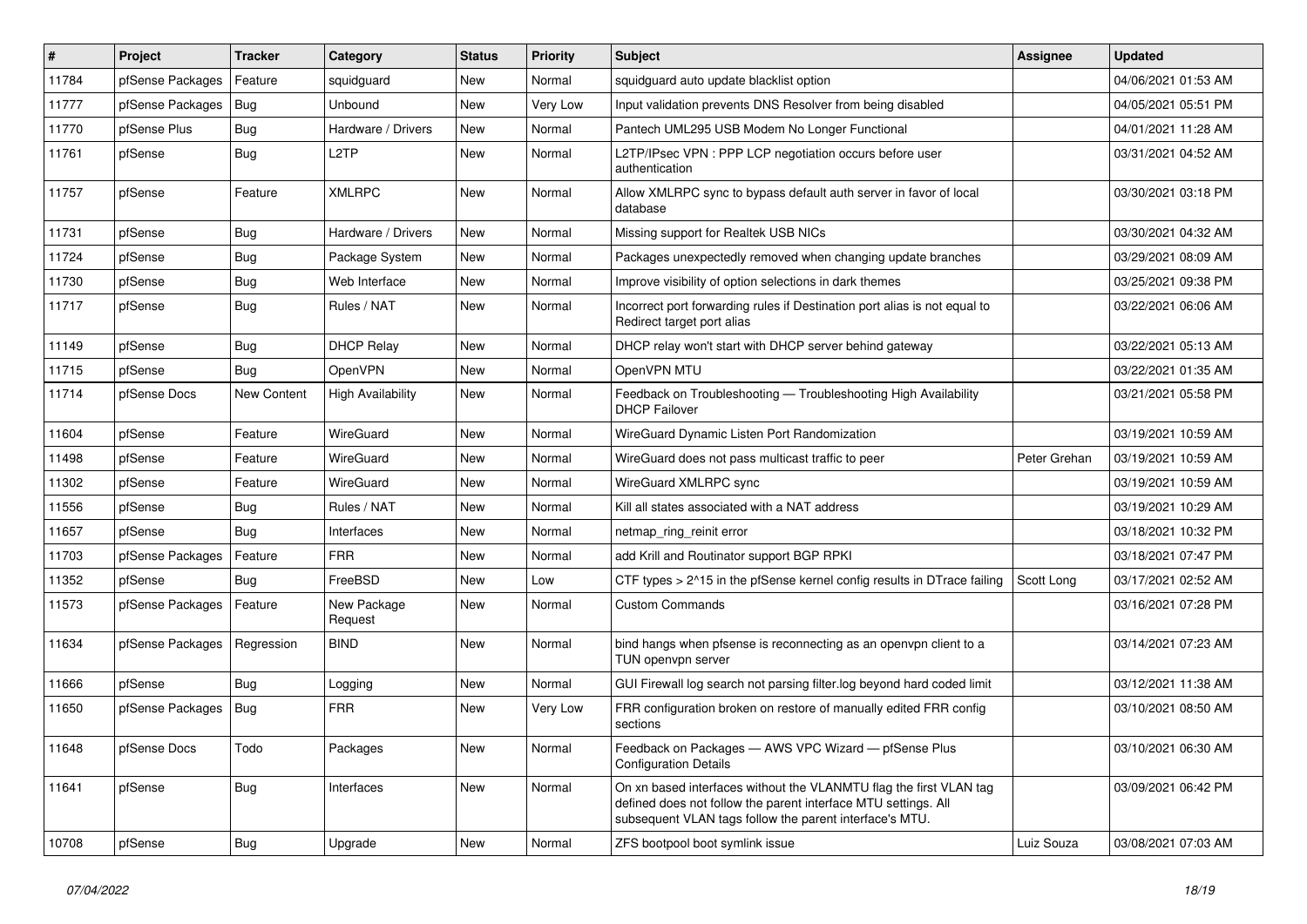| # | Project | Tracker | Category | Status | Priority | Subject | Assignee | Updated |
|---|---|---|---|---|---|---|---|---|
| 11784 | pfSense Packages | Feature | squidguard | New | Normal | squidguard auto update blacklist option | | 04/06/2021 01:53 AM |
| 11777 | pfSense Packages | Bug | Unbound | New | Very Low | Input validation prevents DNS Resolver from being disabled | | 04/05/2021 05:51 PM |
| 11770 | pfSense Plus | Bug | Hardware / Drivers | New | Normal | Pantech UML295 USB Modem No Longer Functional | | 04/01/2021 11:28 AM |
| 11761 | pfSense | Bug | L2TP | New | Normal | L2TP/IPsec VPN : PPP LCP negotiation occurs before user authentication | | 03/31/2021 04:52 AM |
| 11757 | pfSense | Feature | XMLRPC | New | Normal | Allow XMLRPC sync to bypass default auth server in favor of local database | | 03/30/2021 03:18 PM |
| 11731 | pfSense | Bug | Hardware / Drivers | New | Normal | Missing support for Realtek USB NICs | | 03/30/2021 04:32 AM |
| 11724 | pfSense | Bug | Package System | New | Normal | Packages unexpectedly removed when changing update branches | | 03/29/2021 08:09 AM |
| 11730 | pfSense | Bug | Web Interface | New | Normal | Improve visibility of option selections in dark themes | | 03/25/2021 09:38 PM |
| 11717 | pfSense | Bug | Rules / NAT | New | Normal | Incorrect port forwarding rules if Destination port alias is not equal to Redirect target port alias | | 03/22/2021 06:06 AM |
| 11149 | pfSense | Bug | DHCP Relay | New | Normal | DHCP relay won't start with DHCP server behind gateway | | 03/22/2021 05:13 AM |
| 11715 | pfSense | Bug | OpenVPN | New | Normal | OpenVPN MTU | | 03/22/2021 01:35 AM |
| 11714 | pfSense Docs | New Content | High Availability | New | Normal | Feedback on Troubleshooting — Troubleshooting High Availability DHCP Failover | | 03/21/2021 05:58 PM |
| 11604 | pfSense | Feature | WireGuard | New | Normal | WireGuard Dynamic Listen Port Randomization | | 03/19/2021 10:59 AM |
| 11498 | pfSense | Feature | WireGuard | New | Normal | WireGuard does not pass multicast traffic to peer | Peter Grehan | 03/19/2021 10:59 AM |
| 11302 | pfSense | Feature | WireGuard | New | Normal | WireGuard XMLRPC sync | | 03/19/2021 10:59 AM |
| 11556 | pfSense | Bug | Rules / NAT | New | Normal | Kill all states associated with a NAT address | | 03/19/2021 10:29 AM |
| 11657 | pfSense | Bug | Interfaces | New | Normal | netmap_ring_reinit error | | 03/18/2021 10:32 PM |
| 11703 | pfSense Packages | Feature | FRR | New | Normal | add Krill and Routinator support BGP RPKI | | 03/18/2021 07:47 PM |
| 11352 | pfSense | Bug | FreeBSD | New | Low | CTF types > 2^15 in the pfSense kernel config results in DTrace failing | Scott Long | 03/17/2021 02:52 AM |
| 11573 | pfSense Packages | Feature | New Package Request | New | Normal | Custom Commands | | 03/16/2021 07:28 PM |
| 11634 | pfSense Packages | Regression | BIND | New | Normal | bind hangs when pfsense is reconnecting as an openvpn client to a TUN openvpn server | | 03/14/2021 07:23 AM |
| 11666 | pfSense | Bug | Logging | New | Normal | GUI Firewall log search not parsing filter.log beyond hard coded limit | | 03/12/2021 11:38 AM |
| 11650 | pfSense Packages | Bug | FRR | New | Very Low | FRR configuration broken on restore of manually edited FRR config sections | | 03/10/2021 08:50 AM |
| 11648 | pfSense Docs | Todo | Packages | New | Normal | Feedback on Packages — AWS VPC Wizard — pfSense Plus Configuration Details | | 03/10/2021 06:30 AM |
| 11641 | pfSense | Bug | Interfaces | New | Normal | On xn based interfaces without the VLANMTU flag the first VLAN tag defined does not follow the parent interface MTU settings. All subsequent VLAN tags follow the parent interface's MTU. | | 03/09/2021 06:42 PM |
| 10708 | pfSense | Bug | Upgrade | New | Normal | ZFS bootpool boot symlink issue | Luiz Souza | 03/08/2021 07:03 AM |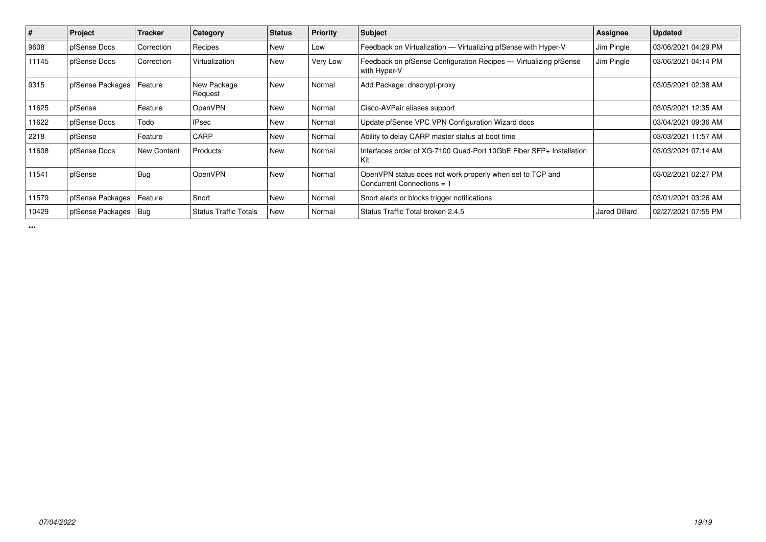| # | Project | Tracker | Category | Status | Priority | Subject | Assignee | Updated |
| --- | --- | --- | --- | --- | --- | --- | --- | --- |
| 9608 | pfSense Docs | Correction | Recipes | New | Low | Feedback on Virtualization — Virtualizing pfSense with Hyper-V | Jim Pingle | 03/06/2021 04:29 PM |
| 11145 | pfSense Docs | Correction | Virtualization | New | Very Low | Feedback on pfSense Configuration Recipes — Virtualizing pfSense with Hyper-V | Jim Pingle | 03/06/2021 04:14 PM |
| 9315 | pfSense Packages | Feature | New Package Request | New | Normal | Add Package: dnscrypt-proxy | | 03/05/2021 02:38 AM |
| 11625 | pfSense | Feature | OpenVPN | New | Normal | Cisco-AVPair aliases support | | 03/05/2021 12:35 AM |
| 11622 | pfSense Docs | Todo | IPsec | New | Normal | Update pfSense VPC VPN Configuration Wizard docs | | 03/04/2021 09:36 AM |
| 2218 | pfSense | Feature | CARP | New | Normal | Ability to delay CARP master status at boot time | | 03/03/2021 11:57 AM |
| 11608 | pfSense Docs | New Content | Products | New | Normal | Interfaces order of XG-7100 Quad-Port 10GbE Fiber SFP+ Installation Kit | | 03/03/2021 07:14 AM |
| 11541 | pfSense | Bug | OpenVPN | New | Normal | OpenVPN status does not work properly when set to TCP and Concurrent Connections = 1 | | 03/02/2021 02:27 PM |
| 11579 | pfSense Packages | Feature | Snort | New | Normal | Snort alerts or blocks trigger notifications | | 03/01/2021 03:26 AM |
| 10429 | pfSense Packages | Bug | Status Traffic Totals | New | Normal | Status Traffic Total broken 2.4.5 | Jared Dillard | 02/27/2021 07:55 PM |

...